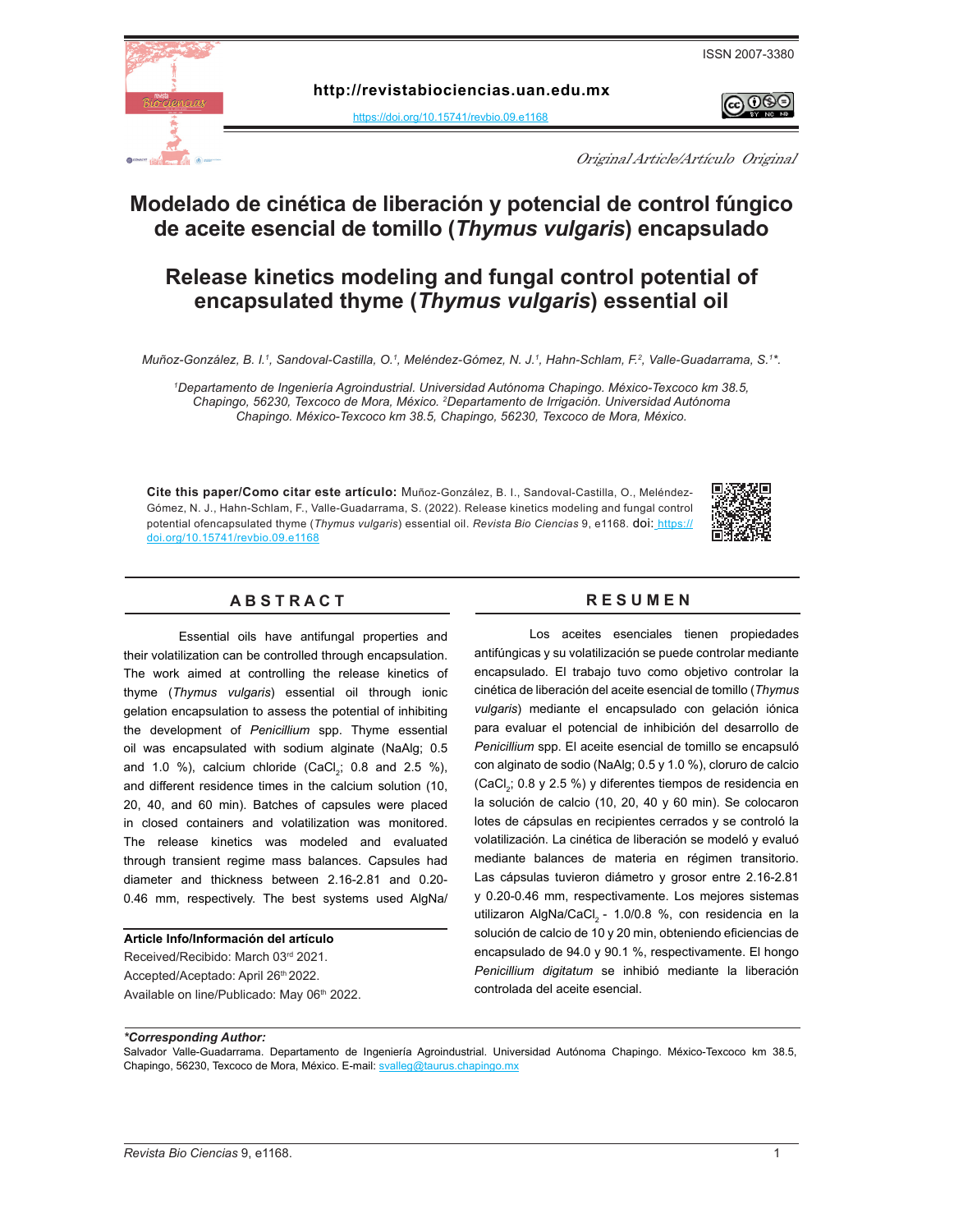ISSN 2007-3380

http://revistabiociencias.uan.edu.mx

https://doi.org/10.15741/revbio.09.e1168

*Original Article/Artículo Original*

# Modelado de cinética de liberación y potencial de control fúngico de aceite esencial de tomillo (*Thymus vulgaris*) encapsulado

# Release kinetics modeling and fungal control potential of encapsulated thyme (*Thymus vulgaris*) essential oil

*Muñoz-González, B. I.[1], Sandoval-Castilla, O.[1], Meléndez-Gómez, N. J.[1], Hahn-Schlam, F.[2], Valle-Guadarrama, S.[1]\*.*

*[1]Departamento de Ingeniería Agroindustrial. Universidad Autónoma Chapingo. México-Texcoco km 38.5, Chapingo, 56230, Texcoco de Mora, México. [2]Departamento de Irrigación. Universidad Autónoma Chapingo. México-Texcoco km 38.5, Chapingo, 56230, Texcoco de Mora, México.*

**Cite this paper/Como citar este artículo:** Muñoz-González, B. I., Sandoval-Castilla, O., Meléndez-Gómez, N. J., Hahn-Schlam, F., Valle-Guadarrama, S. (2022). Release kinetics modeling and fungal control potential ofencapsulated thyme (*Thymus vulgaris*) essential oil. *Revista Bio Ciencias* 9, e1168. doi: https://doi.org/10.15741/revbio.09.e1168

## ABSTRACT

Essential oils have antifungal properties and their volatilization can be controlled through encapsulation. The work aimed at controlling the release kinetics of thyme (*Thymus vulgaris*) essential oil through ionic gelation encapsulation to assess the potential of inhibiting the development of *Penicillium* spp. Thyme essential oil was encapsulated with sodium alginate (NaAlg; 0.5 and 1.0 %), calcium chloride ($CaCl_2$; 0.8 and 2.5 %), and different residence times in the calcium solution (10, 20, 40, and 60 min). Batches of capsules were placed in closed containers and volatilization was monitored. The release kinetics was modeled and evaluated through transient regime mass balances. Capsules had diameter and thickness between 2.16-2.81 and 0.20-0.46 mm, respectively. The best systems used AlgNa/

**Article Info/Información del artículo**

Received/Recibido: March 03[rd] 2021.

Accepted/Aceptado: April 26[th] 2022.

Available on line/Publicado: May 06[th] 2022.

## RESUMEN

Los aceites esenciales tienen propiedades antifúngicas y su volatilización se puede controlar mediante encapsulado. El trabajo tuvo como objetivo controlar la cinética de liberación del aceite esencial de tomillo (*Thymus vulgaris*) mediante el encapsulado con gelación iónica para evaluar el potencial de inhibición del desarrollo de *Penicillium* spp. El aceite esencial de tomillo se encapsuló con alginato de sodio (NaAlg; 0.5 y 1.0 %), cloruro de calcio ($CaCl_2$; 0.8 y 2.5 %) y diferentes tiempos de residencia en la solución de calcio (10, 20, 40 y 60 min). Se colocaron lotes de cápsulas en recipientes cerrados y se controló la volatilización. La cinética de liberación se modeló y evaluó mediante balances de materia en régimen transitorio. Las cápsulas tuvieron diámetro y grosor entre 2.16-2.81 y 0.20-0.46 mm, respectivamente. Los mejores sistemas utilizaron AlgNa/$CaCl_2$ - 1.0/0.8 %, con residencia en la solución de calcio de 10 y 20 min, obteniendo eficiencias de encapsulado de 94.0 y 90.1 %, respectivamente. El hongo *Penicillium digitatum* se inhibió mediante la liberación controlada del aceite esencial.

***Corresponding Author:***

Salvador Valle-Guadarrama. Departamento de Ingeniería Agroindustrial. Universidad Autónoma Chapingo. México-Texcoco km 38.5, Chapingo, 56230, Texcoco de Mora, México. E-mail: svalleg@taurus.chapingo.mx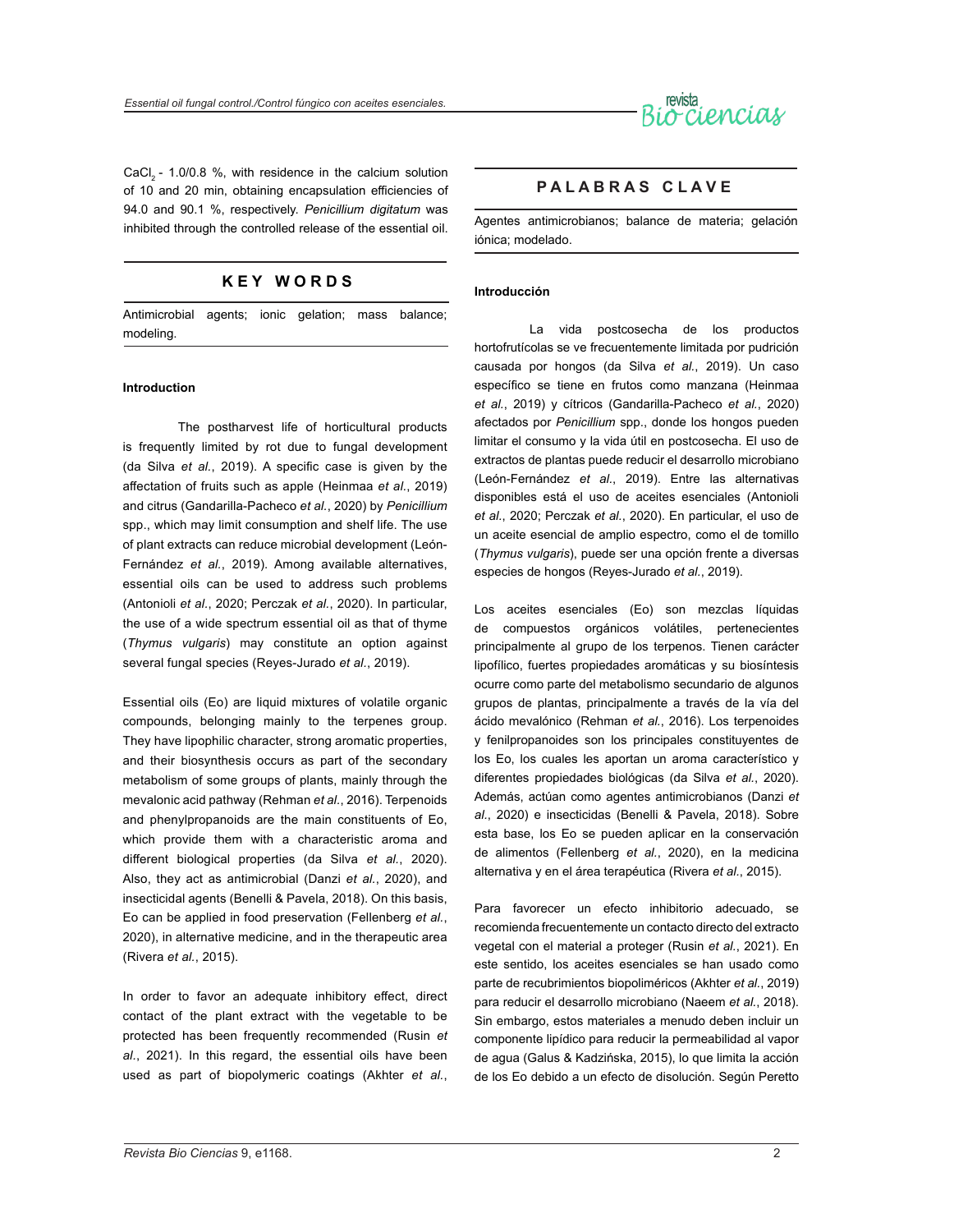$CaCl_2$ - 1.0/0.8 %, with residence in the calcium solution of 10 and 20 min, obtaining encapsulation efficiencies of 94.0 and 90.1 %, respectively. *Penicillium digitatum* was inhibited through the controlled release of the essential oil.

## KEY WORDS

Antimicrobial agents; ionic gelation; mass balance; modeling.

### Introduction

The postharvest life of horticultural products is frequently limited by rot due to fungal development (da Silva *et al.*, 2019). A specific case is given by the affectation of fruits such as apple (Heinmaa *et al.*, 2019) and citrus (Gandarilla-Pacheco *et al.*, 2020) by *Penicillium* spp., which may limit consumption and shelf life. The use of plant extracts can reduce microbial development (León-Fernández *et al.*, 2019). Among available alternatives, essential oils can be used to address such problems (Antonioli *et al.*, 2020; Perczak *et al.*, 2020). In particular, the use of a wide spectrum essential oil as that of thyme (*Thymus vulgaris*) may constitute an option against several fungal species (Reyes-Jurado *et al.*, 2019).

Essential oils (Eo) are liquid mixtures of volatile organic compounds, belonging mainly to the terpenes group. They have lipophilic character, strong aromatic properties, and their biosynthesis occurs as part of the secondary metabolism of some groups of plants, mainly through the mevalonic acid pathway (Rehman *et al.*, 2016). Terpenoids and phenylpropanoids are the main constituents of Eo, which provide them with a characteristic aroma and different biological properties (da Silva *et al.*, 2020). Also, they act as antimicrobial (Danzi *et al.*, 2020), and insecticidal agents (Benelli & Pavela, 2018). On this basis, Eo can be applied in food preservation (Fellenberg *et al.*, 2020), in alternative medicine, and in the therapeutic area (Rivera *et al.*, 2015).

In order to favor an adequate inhibitory effect, direct contact of the plant extract with the vegetable to be protected has been frequently recommended (Rusin *et al.*, 2021). In this regard, the essential oils have been used as part of biopolymeric coatings (Akhter *et al.*,

## PALABRAS CLAVE

Agentes antimicrobianos; balance de materia; gelación iónica; modelado.

### Introducción

La vida postcosecha de los productos hortofrutícolas se ve frecuentemente limitada por pudrición causada por hongos (da Silva *et al.*, 2019). Un caso específico se tiene en frutos como manzana (Heinmaa *et al.*, 2019) y cítricos (Gandarilla-Pacheco *et al.*, 2020) afectados por *Penicillium* spp., donde los hongos pueden limitar el consumo y la vida útil en postcosecha. El uso de extractos de plantas puede reducir el desarrollo microbiano (León-Fernández *et al.*, 2019). Entre las alternativas disponibles está el uso de aceites esenciales (Antonioli *et al.*, 2020; Perczak *et al.*, 2020). En particular, el uso de un aceite esencial de amplio espectro, como el de tomillo (*Thymus vulgaris*), puede ser una opción frente a diversas especies de hongos (Reyes-Jurado *et al.*, 2019).

Los aceites esenciales (Eo) son mezclas líquidas de compuestos orgánicos volátiles, pertenecientes principalmente al grupo de los terpenos. Tienen carácter lipofílico, fuertes propiedades aromáticas y su biosíntesis ocurre como parte del metabolismo secundario de algunos grupos de plantas, principalmente a través de la vía del ácido mevalónico (Rehman *et al.*, 2016). Los terpenoides y fenilpropanoides son los principales constituyentes de los Eo, los cuales les aportan un aroma característico y diferentes propiedades biológicas (da Silva *et al.*, 2020). Además, actúan como agentes antimicrobianos (Danzi *et al.*, 2020) e insecticidas (Benelli & Pavela, 2018). Sobre esta base, los Eo se pueden aplicar en la conservación de alimentos (Fellenberg *et al.*, 2020), en la medicina alternativa y en el área terapéutica (Rivera *et al.*, 2015).

Para favorecer un efecto inhibitorio adecuado, se recomienda frecuentemente un contacto directo del extracto vegetal con el material a proteger (Rusin *et al.*, 2021). En este sentido, los aceites esenciales se han usado como parte de recubrimientos biopoliméricos (Akhter *et al.*, 2019) para reducir el desarrollo microbiano (Naeem *et al.*, 2018). Sin embargo, estos materiales a menudo deben incluir un componente lipídico para reducir la permeabilidad al vapor de agua (Galus & Kadzińska, 2015), lo que limita la acción de los Eo debido a un efecto de disolución. Según Peretto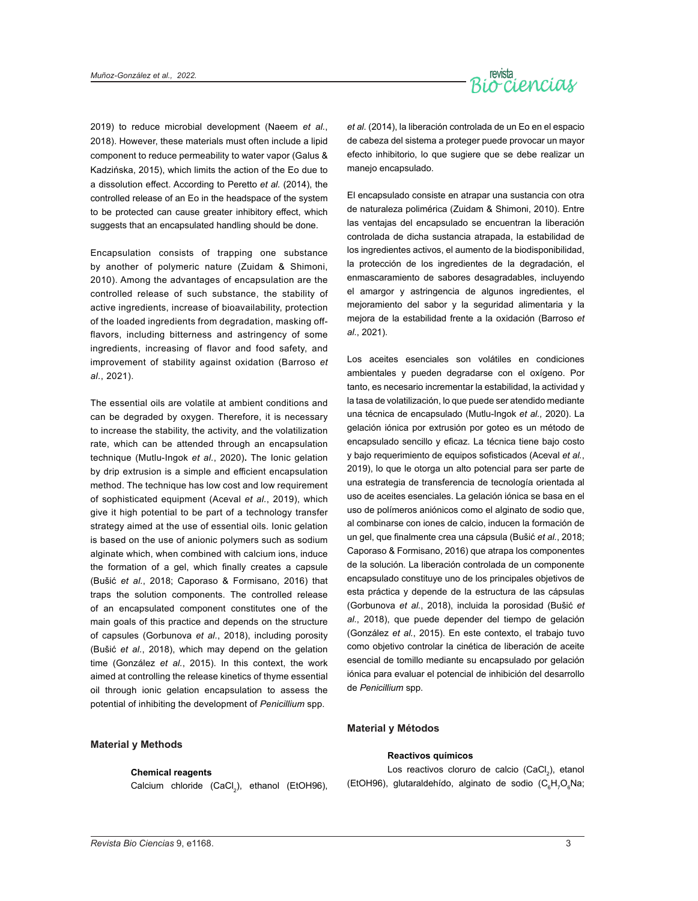2019) to reduce microbial development (Naeem *et al.*, 2018). However, these materials must often include a lipid component to reduce permeability to water vapor (Galus & Kadzińska, 2015), which limits the action of the Eo due to a dissolution effect. According to Peretto *et al.* (2014), the controlled release of an Eo in the headspace of the system to be protected can cause greater inhibitory effect, which suggests that an encapsulated handling should be done.

Encapsulation consists of trapping one substance by another of polymeric nature (Zuidam & Shimoni, 2010). Among the advantages of encapsulation are the controlled release of such substance, the stability of active ingredients, increase of bioavailability, protection of the loaded ingredients from degradation, masking off-flavors, including bitterness and astringency of some ingredients, increasing of flavor and food safety, and improvement of stability against oxidation (Barroso *et al.*, 2021).

The essential oils are volatile at ambient conditions and can be degraded by oxygen. Therefore, it is necessary to increase the stability, the activity, and the volatilization rate, which can be attended through an encapsulation technique (Mutlu-Ingok *et al.*, 2020). The Ionic gelation by drip extrusion is a simple and efficient encapsulation method. The technique has low cost and low requirement of sophisticated equipment (Aceval *et al.*, 2019), which give it high potential to be part of a technology transfer strategy aimed at the use of essential oils. Ionic gelation is based on the use of anionic polymers such as sodium alginate which, when combined with calcium ions, induce the formation of a gel, which finally creates a capsule (Bušić *et al.*, 2018; Caporaso & Formisano, 2016) that traps the solution components. The controlled release of an encapsulated component constitutes one of the main goals of this practice and depends on the structure of capsules (Gorbunova *et al.*, 2018), including porosity (Bušić *et al.*, 2018), which may depend on the gelation time (González *et al.*, 2015). In this context, the work aimed at controlling the release kinetics of thyme essential oil through ionic gelation encapsulation to assess the potential of inhibiting the development of *Penicillium* spp.

## Material y Methods

### Chemical reagents

Calcium chloride ($CaCl_2$), ethanol (EtOH96),

*et al.* (2014), la liberación controlada de un Eo en el espacio de cabeza del sistema a proteger puede provocar un mayor efecto inhibitorio, lo que sugiere que se debe realizar un manejo encapsulado.

El encapsulado consiste en atrapar una sustancia con otra de naturaleza polimérica (Zuidam & Shimoni, 2010). Entre las ventajas del encapsulado se encuentran la liberación controlada de dicha sustancia atrapada, la estabilidad de los ingredientes activos, el aumento de la biodisponibilidad, la protección de los ingredientes de la degradación, el enmascaramiento de sabores desagradables, incluyendo el amargor y astringencia de algunos ingredientes, el mejoramiento del sabor y la seguridad alimentaria y la mejora de la estabilidad frente a la oxidación (Barroso *et al.*, 2021).

Los aceites esenciales son volátiles en condiciones ambientales y pueden degradarse con el oxígeno. Por tanto, es necesario incrementar la estabilidad, la actividad y la tasa de volatilización, lo que puede ser atendido mediante una técnica de encapsulado (Mutlu-Ingok *et al.,* 2020). La gelación iónica por extrusión por goteo es un método de encapsulado sencillo y eficaz. La técnica tiene bajo costo y bajo requerimiento de equipos sofisticados (Aceval *et al.*, 2019), lo que le otorga un alto potencial para ser parte de una estrategia de transferencia de tecnología orientada al uso de aceites esenciales. La gelación iónica se basa en el uso de polímeros aniónicos como el alginato de sodio que, al combinarse con iones de calcio, inducen la formación de un gel, que finalmente crea una cápsula (Bušić *et al.*, 2018; Caporaso & Formisano, 2016) que atrapa los componentes de la solución. La liberación controlada de un componente encapsulado constituye uno de los principales objetivos de esta práctica y depende de la estructura de las cápsulas (Gorbunova *et al.*, 2018), incluida la porosidad (Bušić *et al.*, 2018), que puede depender del tiempo de gelación (González *et al.*, 2015). En este contexto, el trabajo tuvo como objetivo controlar la cinética de liberación de aceite esencial de tomillo mediante su encapsulado por gelación iónica para evaluar el potencial de inhibición del desarrollo de *Penicillium* spp.

## Material y Métodos

### Reactivos químicos

Los reactivos cloruro de calcio ($CaCl_2$), etanol (EtOH96), glutaraldehído, alginato de sodio ($C_6H_7O_6Na$;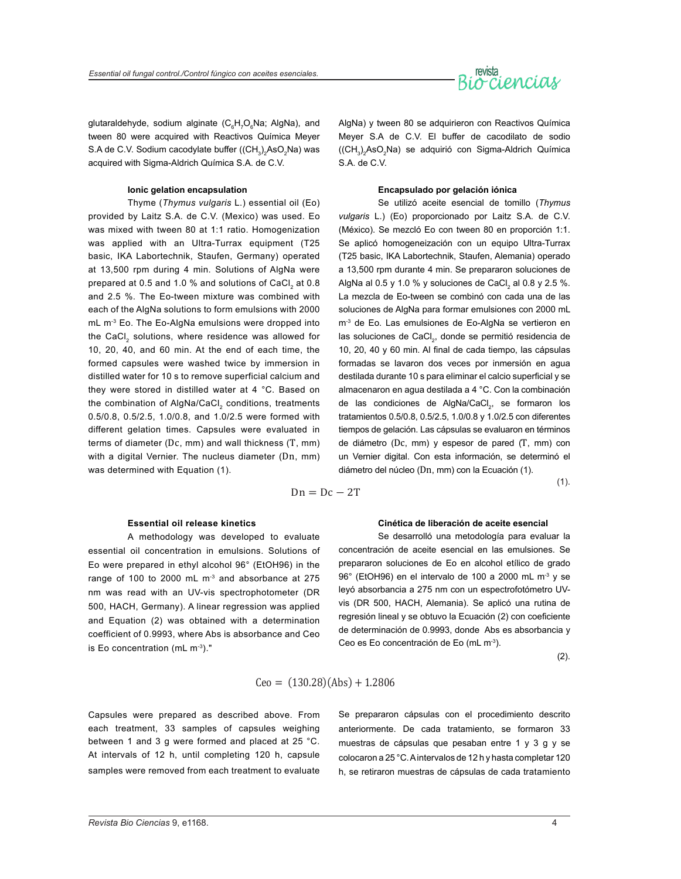glutaraldehyde, sodium alginate ($C_6H_7O_6Na$; AlgNa), and tween 80 were acquired with Reactivos Química Meyer S.A de C.V. Sodium cacodylate buffer ($(CH_3)_2AsO_2Na$) was acquired with Sigma-Aldrich Química S.A. de C.V.

### Ionic gelation encapsulation

Thyme (*Thymus vulgaris* L.) essential oil (Eo) provided by Laitz S.A. de C.V. (Mexico) was used. Eo was mixed with tween 80 at 1:1 ratio. Homogenization was applied with an Ultra-Turrax equipment (T25 basic, IKA Labortechnik, Staufen, Germany) operated at 13,500 rpm during 4 min. Solutions of AlgNa were prepared at 0.5 and 1.0 % and solutions of $CaCl_2$ at 0.8 and 2.5 %. The Eo-tween mixture was combined with each of the AlgNa solutions to form emulsions with 2000 mL $m^{-3}$ Eo. The Eo-AlgNa emulsions were dropped into the $CaCl_2$ solutions, where residence was allowed for 10, 20, 40, and 60 min. At the end of each time, the formed capsules were washed twice by immersion in distilled water for 10 s to remove superficial calcium and they were stored in distilled water at 4 °C. Based on the combination of AlgNa/$CaCl_2$ conditions, treatments 0.5/0.8, 0.5/2.5, 1.0/0.8, and 1.0/2.5 were formed with different gelation times. Capsules were evaluated in terms of diameter ($\mathrm{Dc}$, mm) and wall thickness ($\mathrm{T}$, mm) with a digital Vernier. The nucleus diameter ($\mathrm{Dn}$, mm) was determined with Equation (1).

$$\mathrm{Dn} = \mathrm{Dc} - 2\mathrm{T} \quad (1).$$

### Essential oil release kinetics

A methodology was developed to evaluate essential oil concentration in emulsions. Solutions of Eo were prepared in ethyl alcohol 96° (EtOH96) in the range of 100 to 2000 mL $m^{-3}$ and absorbance at 275 nm was read with an UV-vis spectrophotometer (DR 500, HACH, Germany). A linear regression was applied and Equation (2) was obtained with a determination coefficient of 0.9993, where Abs is absorbance and Ceo is Eo concentration (mL $m^{-3}$)."

$$\mathrm{Ceo} = (130.28)(\mathrm{Abs}) + 1.2806 \quad (2).$$

Capsules were prepared as described above. From each treatment, 33 samples of capsules weighing between 1 and 3 g were formed and placed at 25 °C. At intervals of 12 h, until completing 120 h, capsule samples were removed from each treatment to evaluate

AlgNa) y tween 80 se adquirieron con Reactivos Química Meyer S.A de C.V. El buffer de cacodilato de sodio ($(CH_3)_2AsO_2Na$) se adquirió con Sigma-Aldrich Química S.A. de C.V.

### Encapsulado por gelación iónica

Se utilizó aceite esencial de tomillo (*Thymus vulgaris* L.) (Eo) proporcionado por Laitz S.A. de C.V. (México). Se mezcló Eo con tween 80 en proporción 1:1. Se aplicó homogeneización con un equipo Ultra-Turrax (T25 basic, IKA Labortechnik, Staufen, Alemania) operado a 13,500 rpm durante 4 min. Se prepararon soluciones de AlgNa al 0.5 y 1.0 % y soluciones de $CaCl_2$ al 0.8 y 2.5 %. La mezcla de Eo-tween se combinó con cada una de las soluciones de AlgNa para formar emulsiones con 2000 mL $m^{-3}$ de Eo. Las emulsiones de Eo-AlgNa se vertieron en las soluciones de $CaCl_2$, donde se permitió residencia de 10, 20, 40 y 60 min. Al final de cada tiempo, las cápsulas formadas se lavaron dos veces por inmersión en agua destilada durante 10 s para eliminar el calcio superficial y se almacenaron en agua destilada a 4 °C. Con la combinación de las condiciones de AlgNa/$CaCl_2$, se formaron los tratamientos 0.5/0.8, 0.5/2.5, 1.0/0.8 y 1.0/2.5 con diferentes tiempos de gelación. Las cápsulas se evaluaron en términos de diámetro ($\mathrm{Dc}$, mm) y espesor de pared ($\mathrm{T}$, mm) con un Vernier digital. Con esta información, se determinó el diámetro del núcleo ($\mathrm{Dn}$, mm) con la Ecuación (1).

### Cinética de liberación de aceite esencial

Se desarrolló una metodología para evaluar la concentración de aceite esencial en las emulsiones. Se prepararon soluciones de Eo en alcohol etílico de grado 96° (EtOH96) en el intervalo de 100 a 2000 mL $m^{-3}$ y se leyó absorbancia a 275 nm con un espectrofotómetro UV-vis (DR 500, HACH, Alemania). Se aplicó una rutina de regresión lineal y se obtuvo la Ecuación (2) con coeficiente de determinación de 0.9993, donde Abs es absorbancia y Ceo es Eo concentración de Eo (mL $m^{-3}$).

Se prepararon cápsulas con el procedimiento descrito anteriormente. De cada tratamiento, se formaron 33 muestras de cápsulas que pesaban entre 1 y 3 g y se colocaron a 25 °C. A intervalos de 12 h y hasta completar 120 h, se retiraron muestras de cápsulas de cada tratamiento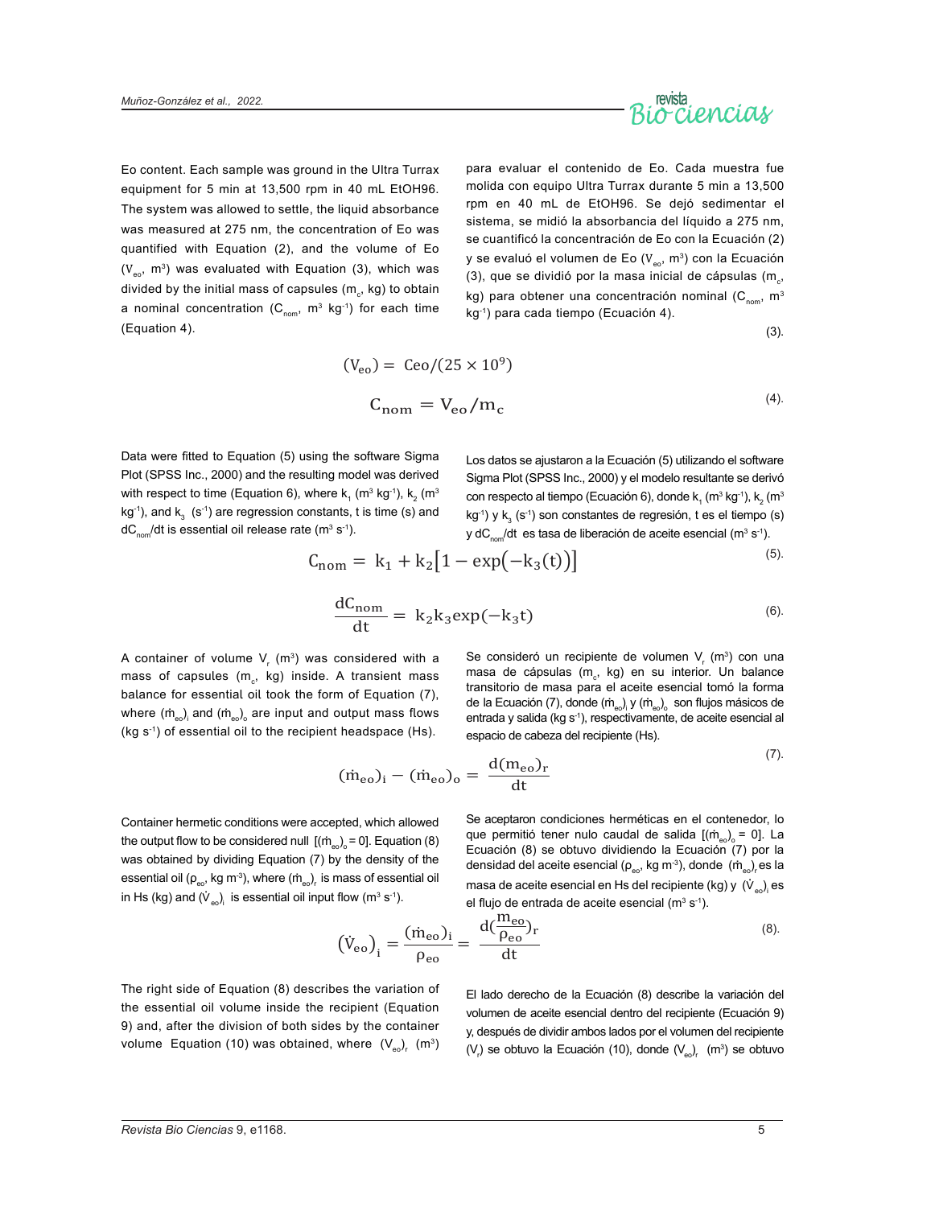Eo content. Each sample was ground in the Ultra Turrax equipment for 5 min at 13,500 rpm in 40 mL EtOH96. The system was allowed to settle, the liquid absorbance was measured at 275 nm, the concentration of Eo was quantified with Equation (2), and the volume of Eo ($V_{eo}$, $m^3$) was evaluated with Equation (3), which was divided by the initial mass of capsules ($m_c$, kg) to obtain a nominal concentration ($C_{nom}$, $m^3$ $kg^{-1}$) for each time (Equation 4).

para evaluar el contenido de Eo. Cada muestra fue molida con equipo Ultra Turrax durante 5 min a 13,500 rpm en 40 mL de EtOH96. Se dejó sedimentar el sistema, se midió la absorbancia del líquido a 275 nm, se cuantificó la concentración de Eo con la Ecuación (2) y se evaluó el volumen de Eo ($V_{eo}$, $m^3$) con la Ecuación (3), que se dividió por la masa inicial de cápsulas ($m_c$, kg) para obtener una concentración nominal ($C_{nom}$, $m^3$ $kg^{-1}$) para cada tiempo (Ecuación 4).

$$(V_{eo}) = Ceo/(25 \times 10^9) \quad (3).$$

$$C_{nom} = V_{eo}/m_c \quad (4).$$

Data were fitted to Equation (5) using the software Sigma Plot (SPSS Inc., 2000) and the resulting model was derived with respect to time (Equation 6), where $k_1$ ($m^3$ $kg^{-1}$), $k_2$ ($m^3$ $kg^{-1}$), and $k_3$ ($s^{-1}$) are regression constants, t is time (s) and $dC_{nom}/dt$ is essential oil release rate ($m^3$ $s^{-1}$).

Los datos se ajustaron a la Ecuación (5) utilizando el software Sigma Plot (SPSS Inc., 2000) y el modelo resultante se derivó con respecto al tiempo (Ecuación 6), donde $k_1$ ($m^3$ $kg^{-1}$), $k_2$ ($m^3$ $kg^{-1}$) y $k_3$ ($s^{-1}$) son constantes de regresión, t es el tiempo (s) y $dC_{nom}/dt$ es tasa de liberación de aceite esencial ($m^3$ $s^{-1}$).

$$C_{nom} = k_1 + k_2[1 - \exp(-k_3(t))] \quad (5).$$

$$\frac{dC_{nom}}{dt} = k_2 k_3 \exp(-k_3 t) \quad (6).$$

A container of volume $V_r$ ($m^3$) was considered with a mass of capsules ($m_c$, kg) inside. A transient mass balance for essential oil took the form of Equation (7), where $(\dot{m}_{eo})_i$ and $(\dot{m}_{eo})_o$ are input and output mass flows (kg $s^{-1}$) of essential oil to the recipient headspace (Hs).

Se consideró un recipiente de volumen $V_r$ ($m^3$) con una masa de cápsulas ($m_c$, kg) en su interior. Un balance transitorio de masa para el aceite esencial tomó la forma de la Ecuación (7), donde $(\dot{m}_{eo})_i$ y $(\dot{m}_{eo})_o$ son flujos másicos de entrada y salida (kg $s^{-1}$), respectivamente, de aceite esencial al espacio de cabeza del recipiente (Hs).

$$(\dot{m}_{eo})_i - (\dot{m}_{eo})_o = \frac{d(m_{eo})_r}{dt} \quad (7).$$

Container hermetic conditions were accepted, which allowed the output flow to be considered null [$(\dot{m}_{eo})_o = 0$]. Equation (8) was obtained by dividing Equation (7) by the density of the essential oil ($\rho_{eo}$, kg $m^{-3}$), where $(\dot{m}_{eo})_r$ is mass of essential oil in Hs (kg) and $(\dot{V}_{eo})_i$ is essential oil input flow ($m^3$ $s^{-1}$).

Se aceptaron condiciones herméticas en el contenedor, lo que permitió tener nulo caudal de salida [$(\dot{m}_{eo})_o = 0$]. La Ecuación (8) se obtuvo dividiendo la Ecuación (7) por la densidad del aceite esencial ($\rho_{eo}$, kg $m^{-3}$), donde $(\dot{m}_{eo})_r$ es la masa de aceite esencial en Hs del recipiente (kg) y $(\dot{V}_{eo})_i$ es el flujo de entrada de aceite esencial ($m^3$ $s^{-1}$).

$$(\dot{V}_{eo})_i = \frac{(\dot{m}_{eo})_i}{\rho_{eo}} = \frac{d(\frac{m_{eo}}{\rho_{eo}})_r}{dt} \quad (8).$$

The right side of Equation (8) describes the variation of the essential oil volume inside the recipient (Equation 9) and, after the division of both sides by the container volume Equation (10) was obtained, where $(V_{eo})_r$ ($m^3$)

El lado derecho de la Ecuación (8) describe la variación del volumen de aceite esencial dentro del recipiente (Ecuación 9) y, después de dividir ambos lados por el volumen del recipiente ($V_r$) se obtuvo la Ecuación (10), donde $(V_{eo})_r$ ($m^3$) se obtuvo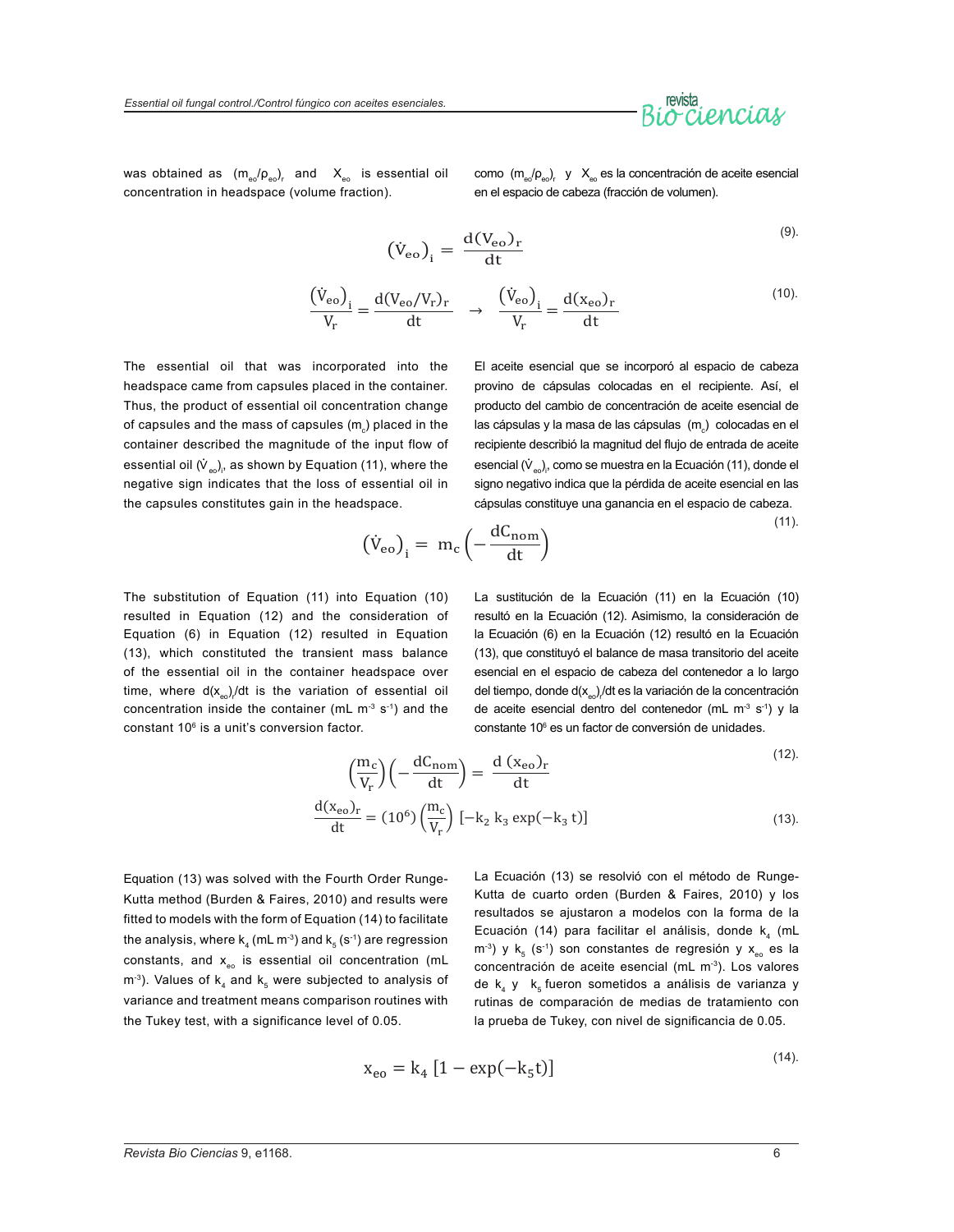was obtained as $(m_{eo}/\rho_{eo})_r$ and $X_{eo}$ is essential oil concentration in headspace (volume fraction).

como $(m_{eo}/\rho_{eo})_r$ y $X_{eo}$ es la concentración de aceite esencial en el espacio de cabeza (fracción de volumen).

$$\left(\dot{V}_{eo}\right)_i = \frac{d(V_{eo})_r}{dt} \tag{9}$$

$$\frac{\left(\dot{V}_{eo}\right)_i}{V_r} = \frac{d(V_{eo}/V_r)_r}{dt} \quad \rightarrow \quad \frac{\left(\dot{V}_{eo}\right)_i}{V_r} = \frac{d(x_{eo})_r}{dt} \tag{10}$$

The essential oil that was incorporated into the headspace came from capsules placed in the container. Thus, the product of essential oil concentration change of capsules and the mass of capsules ($m_c$) placed in the container described the magnitude of the input flow of essential oil $(\dot{V}_{eo})_i$, as shown by Equation (11), where the negative sign indicates that the loss of essential oil in the capsules constitutes gain in the headspace.

El aceite esencial que se incorporó al espacio de cabeza provino de cápsulas colocadas en el recipiente. Así, el producto del cambio de concentración de aceite esencial de las cápsulas y la masa de las cápsulas ($m_c$) colocadas en el recipiente describió la magnitud del flujo de entrada de aceite esencial $(\dot{V}_{eo})_i$, como se muestra en la Ecuación (11), donde el signo negativo indica que la pérdida de aceite esencial en las cápsulas constituye una ganancia en el espacio de cabeza.

$$\left(\dot{V}_{eo}\right)_i = m_c \left(-\frac{dC_{nom}}{dt}\right) \tag{11}$$

The substitution of Equation (11) into Equation (10) resulted in Equation (12) and the consideration of Equation (6) in Equation (12) resulted in Equation (13), which constituted the transient mass balance of the essential oil in the container headspace over time, where $d(x_{eo})_r/dt$ is the variation of essential oil concentration inside the container (mL m$^{-3}$ s$^{-1}$) and the constant $10^6$ is a unit's conversion factor.

La sustitución de la Ecuación (11) en la Ecuación (10) resultó en la Ecuación (12). Asimismo, la consideración de la Ecuación (6) en la Ecuación (12) resultó en la Ecuación (13), que constituyó el balance de masa transitorio del aceite esencial en el espacio de cabeza del contenedor a lo largo del tiempo, donde $d(x_{eo})_r/dt$ es la variación de la concentración de aceite esencial dentro del contenedor (mL m$^{-3}$ s$^{-1}$) y la constante $10^6$ es un factor de conversión de unidades.

$$\left(\frac{m_c}{V_r}\right)\left(-\frac{dC_{nom}}{dt}\right) = \frac{d\,(x_{eo})_r}{dt} \tag{12}$$

$$\frac{d(x_{eo})_r}{dt} = (10^6)\left(\frac{m_c}{V_r}\right)\left[-k_2\,k_3\exp(-k_3\,t)\right] \tag{13}$$

Equation (13) was solved with the Fourth Order Runge-Kutta method (Burden & Faires, 2010) and results were fitted to models with the form of Equation (14) to facilitate the analysis, where $k_4$ (mL m$^{-3}$) and $k_5$ (s$^{-1}$) are regression constants, and $x_{eo}$ is essential oil concentration (mL m$^{-3}$). Values of $k_4$ and $k_5$ were subjected to analysis of variance and treatment means comparison routines with the Tukey test, with a significance level of 0.05.

La Ecuación (13) se resolvió con el método de Runge-Kutta de cuarto orden (Burden & Faires, 2010) y los resultados se ajustaron a modelos con la forma de la Ecuación (14) para facilitar el análisis, donde $k_4$ (mL m$^{-3}$) y $k_5$ (s$^{-1}$) son constantes de regresión y $x_{eo}$ es la concentración de aceite esencial (mL m$^{-3}$). Los valores de $k_4$ y $k_5$ fueron sometidos a análisis de varianza y rutinas de comparación de medias de tratamiento con la prueba de Tukey, con nivel de significancia de 0.05.

$$x_{eo} = k_4\left[1 - \exp(-k_5 t)\right] \tag{14}$$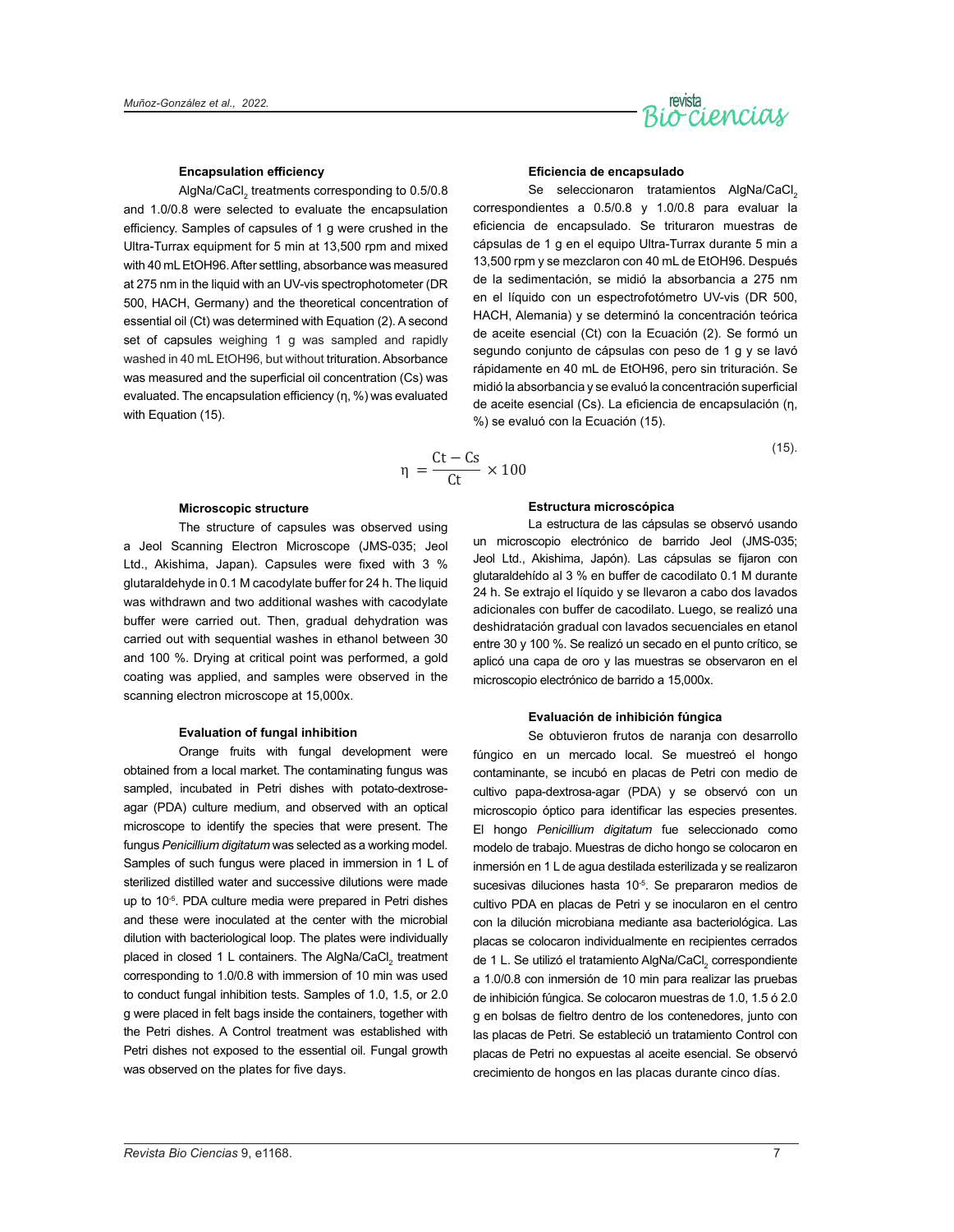### Encapsulation efficiency

$AlgNa/CaCl_2$ treatments corresponding to 0.5/0.8 and 1.0/0.8 were selected to evaluate the encapsulation efficiency. Samples of capsules of 1 g were crushed in the Ultra-Turrax equipment for 5 min at 13,500 rpm and mixed with 40 mL EtOH96. After settling, absorbance was measured at 275 nm in the liquid with an UV-vis spectrophotometer (DR 500, HACH, Germany) and the theoretical concentration of essential oil (Ct) was determined with Equation (2). A second set of capsules weighing 1 g was sampled and rapidly washed in 40 mL EtOH96, but without trituration. Absorbance was measured and the superficial oil concentration (Cs) was evaluated. The encapsulation efficiency (η, %) was evaluated with Equation (15).

### Eficiencia de encapsulado

Se seleccionaron tratamientos $AlgNa/CaCl_2$ correspondientes a 0.5/0.8 y 1.0/0.8 para evaluar la eficiencia de encapsulado. Se trituraron muestras de cápsulas de 1 g en el equipo Ultra-Turrax durante 5 min a 13,500 rpm y se mezclaron con 40 mL de EtOH96. Después de la sedimentación, se midió la absorbancia a 275 nm en el líquido con un espectrofotómetro UV-vis (DR 500, HACH, Alemania) y se determinó la concentración teórica de aceite esencial (Ct) con la Ecuación (2). Se formó un segundo conjunto de cápsulas con peso de 1 g y se lavó rápidamente en 40 mL de EtOH96, pero sin trituración. Se midió la absorbancia y se evaluó la concentración superficial de aceite esencial (Cs). La eficiencia de encapsulación (η, %) se evaluó con la Ecuación (15).

$$\eta = \frac{\mathrm{Ct} - \mathrm{Cs}}{\mathrm{Ct}} \times 100 \tag{15}$$

### Microscopic structure

The structure of capsules was observed using a Jeol Scanning Electron Microscope (JMS-035; Jeol Ltd., Akishima, Japan). Capsules were fixed with 3 % glutaraldehyde in 0.1 M cacodylate buffer for 24 h. The liquid was withdrawn and two additional washes with cacodylate buffer were carried out. Then, gradual dehydration was carried out with sequential washes in ethanol between 30 and 100 %. Drying at critical point was performed, a gold coating was applied, and samples were observed in the scanning electron microscope at 15,000x.

### Estructura microscópica

La estructura de las cápsulas se observó usando un microscopio electrónico de barrido Jeol (JMS-035; Jeol Ltd., Akishima, Japón). Las cápsulas se fijaron con glutaraldehído al 3 % en buffer de cacodilato 0.1 M durante 24 h. Se extrajo el líquido y se llevaron a cabo dos lavados adicionales con buffer de cacodilato. Luego, se realizó una deshidratación gradual con lavados secuenciales en etanol entre 30 y 100 %. Se realizó un secado en el punto crítico, se aplicó una capa de oro y las muestras se observaron en el microscopio electrónico de barrido a 15,000x.

### Evaluation of fungal inhibition

Orange fruits with fungal development were obtained from a local market. The contaminating fungus was sampled, incubated in Petri dishes with potato-dextrose-agar (PDA) culture medium, and observed with an optical microscope to identify the species that were present. The fungus *Penicillium digitatum* was selected as a working model. Samples of such fungus were placed in immersion in 1 L of sterilized distilled water and successive dilutions were made up to $10^{-5}$. PDA culture media were prepared in Petri dishes and these were inoculated at the center with the microbial dilution with bacteriological loop. The plates were individually placed in closed 1 L containers. The $AlgNa/CaCl_2$ treatment corresponding to 1.0/0.8 with immersion of 10 min was used to conduct fungal inhibition tests. Samples of 1.0, 1.5, or 2.0 g were placed in felt bags inside the containers, together with the Petri dishes. A Control treatment was established with Petri dishes not exposed to the essential oil. Fungal growth was observed on the plates for five days.

### Evaluación de inhibición fúngica

Se obtuvieron frutos de naranja con desarrollo fúngico en un mercado local. Se muestreó el hongo contaminante, se incubó en placas de Petri con medio de cultivo papa-dextrosa-agar (PDA) y se observó con un microscopio óptico para identificar las especies presentes. El hongo *Penicillium digitatum* fue seleccionado como modelo de trabajo. Muestras de dicho hongo se colocaron en inmersión en 1 L de agua destilada esterilizada y se realizaron sucesivas diluciones hasta $10^{-5}$. Se prepararon medios de cultivo PDA en placas de Petri y se inocularon en el centro con la dilución microbiana mediante asa bacteriológica. Las placas se colocaron individualmente en recipientes cerrados de 1 L. Se utilizó el tratamiento $AlgNa/CaCl_2$ correspondiente a 1.0/0.8 con inmersión de 10 min para realizar las pruebas de inhibición fúngica. Se colocaron muestras de 1.0, 1.5 ó 2.0 g en bolsas de fieltro dentro de los contenedores, junto con las placas de Petri. Se estableció un tratamiento Control con placas de Petri no expuestas al aceite esencial. Se observó crecimiento de hongos en las placas durante cinco días.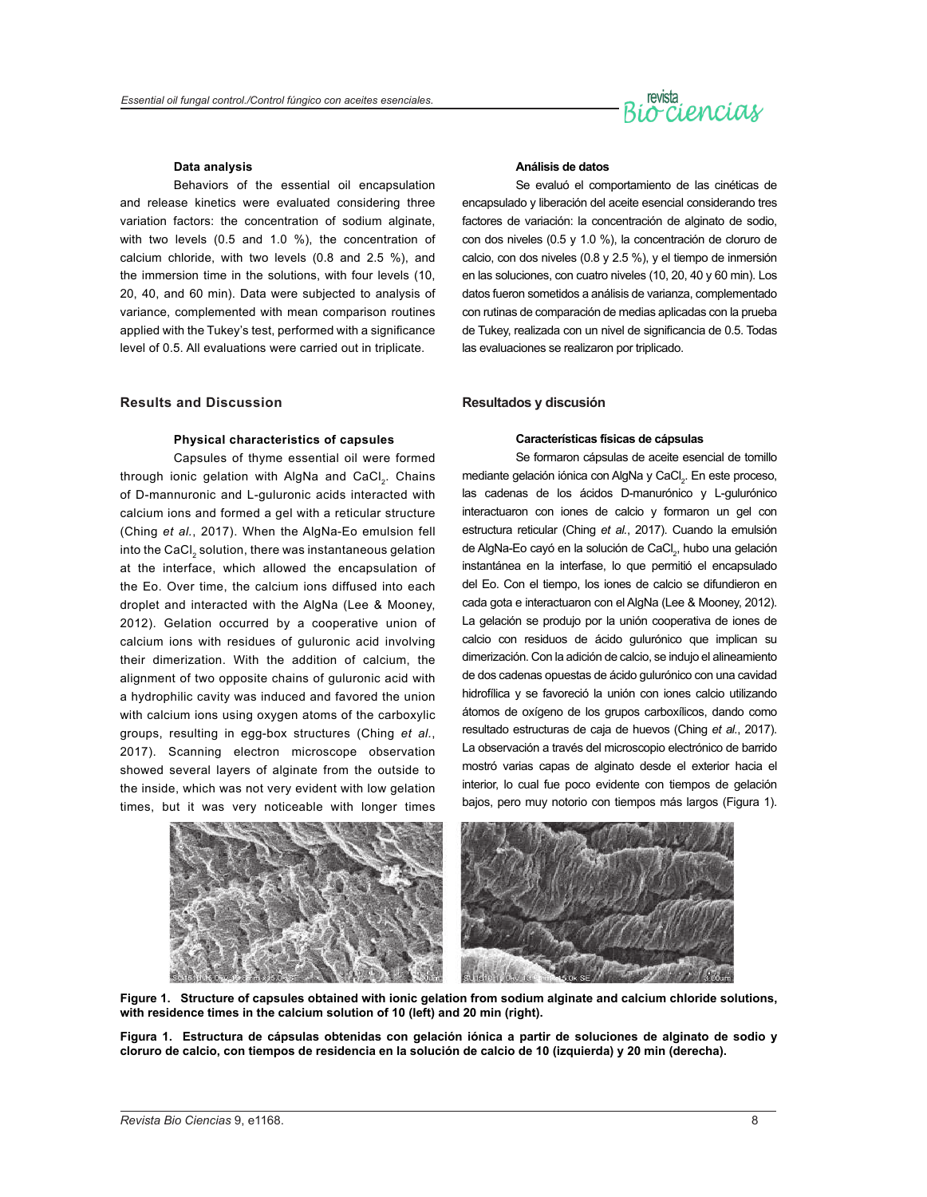### Data analysis

Behaviors of the essential oil encapsulation and release kinetics were evaluated considering three variation factors: the concentration of sodium alginate, with two levels (0.5 and 1.0 %), the concentration of calcium chloride, with two levels (0.8 and 2.5 %), and the immersion time in the solutions, with four levels (10, 20, 40, and 60 min). Data were subjected to analysis of variance, complemented with mean comparison routines applied with the Tukey's test, performed with a significance level of 0.5. All evaluations were carried out in triplicate.

## Results and Discussion

### Physical characteristics of capsules

Capsules of thyme essential oil were formed through ionic gelation with AlgNa and $CaCl_2$. Chains of D-mannuronic and L-guluronic acids interacted with calcium ions and formed a gel with a reticular structure (Ching *et al.*, 2017). When the AlgNa-Eo emulsion fell into the $CaCl_2$ solution, there was instantaneous gelation at the interface, which allowed the encapsulation of the Eo. Over time, the calcium ions diffused into each droplet and interacted with the AlgNa (Lee & Mooney, 2012). Gelation occurred by a cooperative union of calcium ions with residues of guluronic acid involving their dimerization. With the addition of calcium, the alignment of two opposite chains of guluronic acid with a hydrophilic cavity was induced and favored the union with calcium ions using oxygen atoms of the carboxylic groups, resulting in egg-box structures (Ching *et al.*, 2017). Scanning electron microscope observation showed several layers of alginate from the outside to the inside, which was not very evident with low gelation times, but it was very noticeable with longer times

**Figure 1. Structure of capsules obtained with ionic gelation from sodium alginate and calcium chloride solutions, with residence times in the calcium solution of 10 (left) and 20 min (right).**

### Análisis de datos

Se evaluó el comportamiento de las cinéticas de encapsulado y liberación del aceite esencial considerando tres factores de variación: la concentración de alginato de sodio, con dos niveles (0.5 y 1.0 %), la concentración de cloruro de calcio, con dos niveles (0.8 y 2.5 %), y el tiempo de inmersión en las soluciones, con cuatro niveles (10, 20, 40 y 60 min). Los datos fueron sometidos a análisis de varianza, complementado con rutinas de comparación de medias aplicadas con la prueba de Tukey, realizada con un nivel de significancia de 0.5. Todas las evaluaciones se realizaron por triplicado.

## Resultados y discusión

### Características físicas de cápsulas

Se formaron cápsulas de aceite esencial de tomillo mediante gelación iónica con AlgNa y $CaCl_2$. En este proceso, las cadenas de los ácidos D-manurónico y L-gulurónico interactuaron con iones de calcio y formaron un gel con estructura reticular (Ching *et al.*, 2017). Cuando la emulsión de AlgNa-Eo cayó en la solución de $CaCl_2$, hubo una gelación instantánea en la interfase, lo que permitió el encapsulado del Eo. Con el tiempo, los iones de calcio se difundieron en cada gota e interactuaron con el AlgNa (Lee & Mooney, 2012). La gelación se produjo por la unión cooperativa de iones de calcio con residuos de ácido gulurónico que implican su dimerización. Con la adición de calcio, se indujo el alineamiento de dos cadenas opuestas de ácido gulurónico con una cavidad hidrofílica y se favoreció la unión con iones calcio utilizando átomos de oxígeno de los grupos carboxílicos, dando como resultado estructuras de caja de huevos (Ching *et al.*, 2017). La observación a través del microscopio electrónico de barrido mostró varias capas de alginato desde el exterior hacia el interior, lo cual fue poco evidente con tiempos de gelación bajos, pero muy notorio con tiempos más largos (Figura 1).

**Figura 1. Estructura de cápsulas obtenidas con gelación iónica a partir de soluciones de alginato de sodio y cloruro de calcio, con tiempos de residencia en la solución de calcio de 10 (izquierda) y 20 min (derecha).**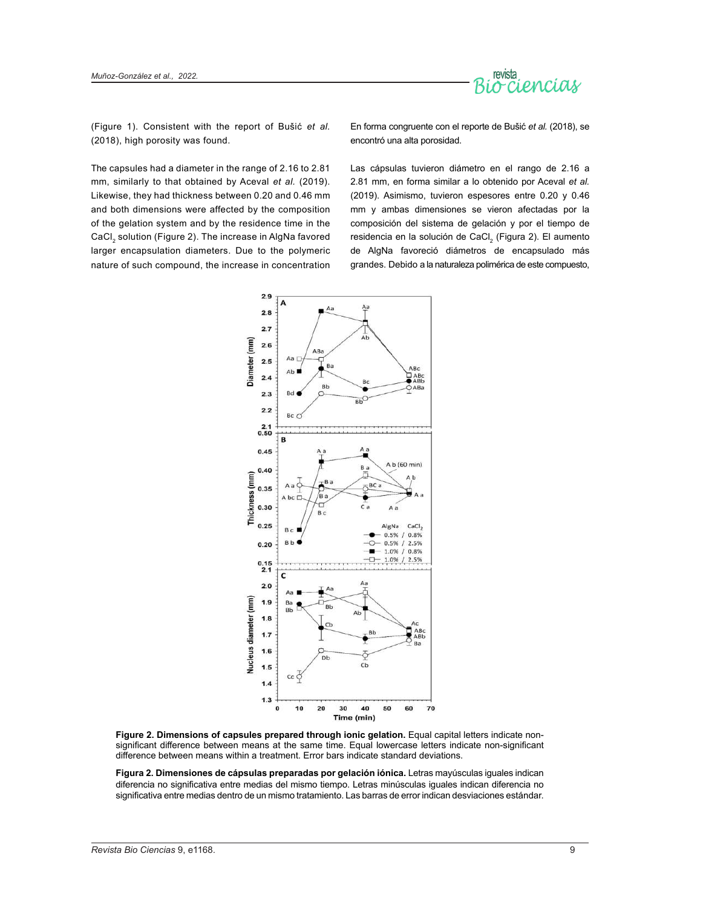(Figure 1). Consistent with the report of Bušić *et al.* (2018), high porosity was found.

En forma congruente con el reporte de Bušić *et al.* (2018), se encontró una alta porosidad.

The capsules had a diameter in the range of 2.16 to 2.81 mm, similarly to that obtained by Aceval *et al.* (2019). Likewise, they had thickness between 0.20 and 0.46 mm and both dimensions were affected by the composition of the gelation system and by the residence time in the $CaCl_2$ solution (Figure 2). The increase in AlgNa favored larger encapsulation diameters. Due to the polymeric nature of such compound, the increase in concentration

Las cápsulas tuvieron diámetro en el rango de 2.16 a 2.81 mm, en forma similar a lo obtenido por Aceval *et al.* (2019). Asimismo, tuvieron espesores entre 0.20 y 0.46 mm y ambas dimensiones se vieron afectadas por la composición del sistema de gelación y por el tiempo de residencia en la solución de $CaCl_2$ (Figura 2). El aumento de AlgNa favoreció diámetros de encapsulado más grandes. Debido a la naturaleza polimérica de este compuesto,

**Figure 2. Dimensions of capsules prepared through ionic gelation.** Equal capital letters indicate non-significant difference between means at the same time. Equal lowercase letters indicate non-significant difference between means within a treatment. Error bars indicate standard deviations.

**Figura 2. Dimensiones de cápsulas preparadas por gelación iónica.** Letras mayúsculas iguales indican diferencia no significativa entre medias del mismo tiempo. Letras minúsculas iguales indican diferencia no significativa entre medias dentro de un mismo tratamiento. Las barras de error indican desviaciones estándar.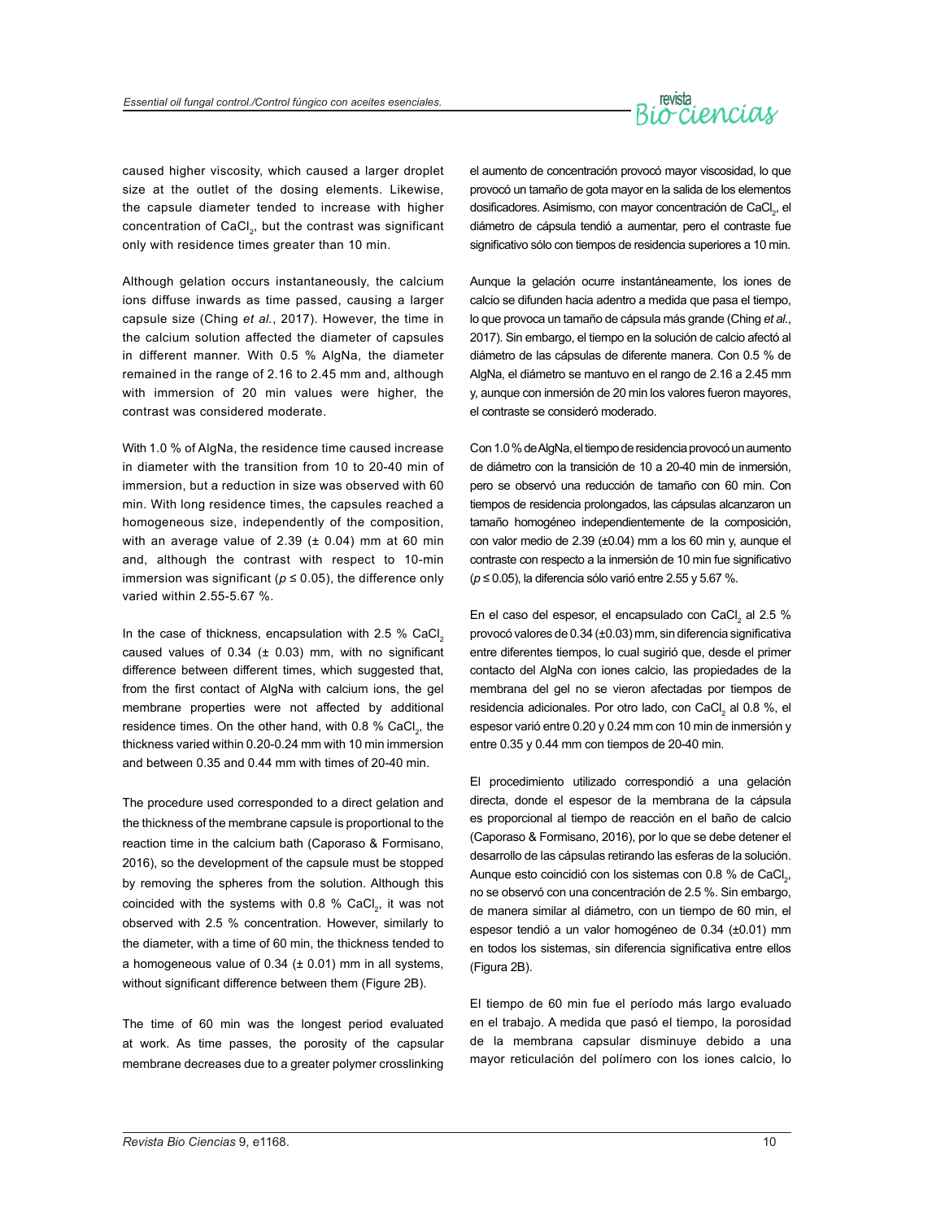caused higher viscosity, which caused a larger droplet size at the outlet of the dosing elements. Likewise, the capsule diameter tended to increase with higher concentration of $CaCl_2$, but the contrast was significant only with residence times greater than 10 min.

Although gelation occurs instantaneously, the calcium ions diffuse inwards as time passed, causing a larger capsule size (Ching *et al.*, 2017). However, the time in the calcium solution affected the diameter of capsules in different manner. With 0.5 % AlgNa, the diameter remained in the range of 2.16 to 2.45 mm and, although with immersion of 20 min values were higher, the contrast was considered moderate.

With 1.0 % of AlgNa, the residence time caused increase in diameter with the transition from 10 to 20-40 min of immersion, but a reduction in size was observed with 60 min. With long residence times, the capsules reached a homogeneous size, independently of the composition, with an average value of 2.39 (± 0.04) mm at 60 min and, although the contrast with respect to 10-min immersion was significant ($p \leq 0.05$), the difference only varied within 2.55-5.67 %.

In the case of thickness, encapsulation with 2.5 % $CaCl_2$ caused values of 0.34 (± 0.03) mm, with no significant difference between different times, which suggested that, from the first contact of AlgNa with calcium ions, the gel membrane properties were not affected by additional residence times. On the other hand, with 0.8 % $CaCl_2$, the thickness varied within 0.20-0.24 mm with 10 min immersion and between 0.35 and 0.44 mm with times of 20-40 min.

The procedure used corresponded to a direct gelation and the thickness of the membrane capsule is proportional to the reaction time in the calcium bath (Caporaso & Formisano, 2016), so the development of the capsule must be stopped by removing the spheres from the solution. Although this coincided with the systems with 0.8 % $CaCl_2$, it was not observed with 2.5 % concentration. However, similarly to the diameter, with a time of 60 min, the thickness tended to a homogeneous value of 0.34 (± 0.01) mm in all systems, without significant difference between them (Figure 2B).

The time of 60 min was the longest period evaluated at work. As time passes, the porosity of the capsular membrane decreases due to a greater polymer crosslinking

el aumento de concentración provocó mayor viscosidad, lo que provocó un tamaño de gota mayor en la salida de los elementos dosificadores. Asimismo, con mayor concentración de $CaCl_2$, el diámetro de cápsula tendió a aumentar, pero el contraste fue significativo sólo con tiempos de residencia superiores a 10 min.

Aunque la gelación ocurre instantáneamente, los iones de calcio se difunden hacia adentro a medida que pasa el tiempo, lo que provoca un tamaño de cápsula más grande (Ching *et al.*, 2017). Sin embargo, el tiempo en la solución de calcio afectó al diámetro de las cápsulas de diferente manera. Con 0.5 % de AlgNa, el diámetro se mantuvo en el rango de 2.16 a 2.45 mm y, aunque con inmersión de 20 min los valores fueron mayores, el contraste se consideró moderado.

Con 1.0 % de AlgNa, el tiempo de residencia provocó un aumento de diámetro con la transición de 10 a 20-40 min de inmersión, pero se observó una reducción de tamaño con 60 min. Con tiempos de residencia prolongados, las cápsulas alcanzaron un tamaño homogéneo independientemente de la composición, con valor medio de 2.39 (±0.04) mm a los 60 min y, aunque el contraste con respecto a la inmersión de 10 min fue significativo ($p \leq 0.05$), la diferencia sólo varió entre 2.55 y 5.67 %.

En el caso del espesor, el encapsulado con $CaCl_2$ al 2.5 % provocó valores de 0.34 (±0.03) mm, sin diferencia significativa entre diferentes tiempos, lo cual sugirió que, desde el primer contacto del AlgNa con iones calcio, las propiedades de la membrana del gel no se vieron afectadas por tiempos de residencia adicionales. Por otro lado, con $CaCl_2$ al 0.8 %, el espesor varió entre 0.20 y 0.24 mm con 10 min de inmersión y entre 0.35 y 0.44 mm con tiempos de 20-40 min.

El procedimiento utilizado correspondió a una gelación directa, donde el espesor de la membrana de la cápsula es proporcional al tiempo de reacción en el baño de calcio (Caporaso & Formisano, 2016), por lo que se debe detener el desarrollo de las cápsulas retirando las esferas de la solución. Aunque esto coincidió con los sistemas con 0.8 % de $CaCl_2$, no se observó con una concentración de 2.5 %. Sin embargo, de manera similar al diámetro, con un tiempo de 60 min, el espesor tendió a un valor homogéneo de 0.34 (±0.01) mm en todos los sistemas, sin diferencia significativa entre ellos (Figura 2B).

El tiempo de 60 min fue el período más largo evaluado en el trabajo. A medida que pasó el tiempo, la porosidad de la membrana capsular disminuye debido a una mayor reticulación del polímero con los iones calcio, lo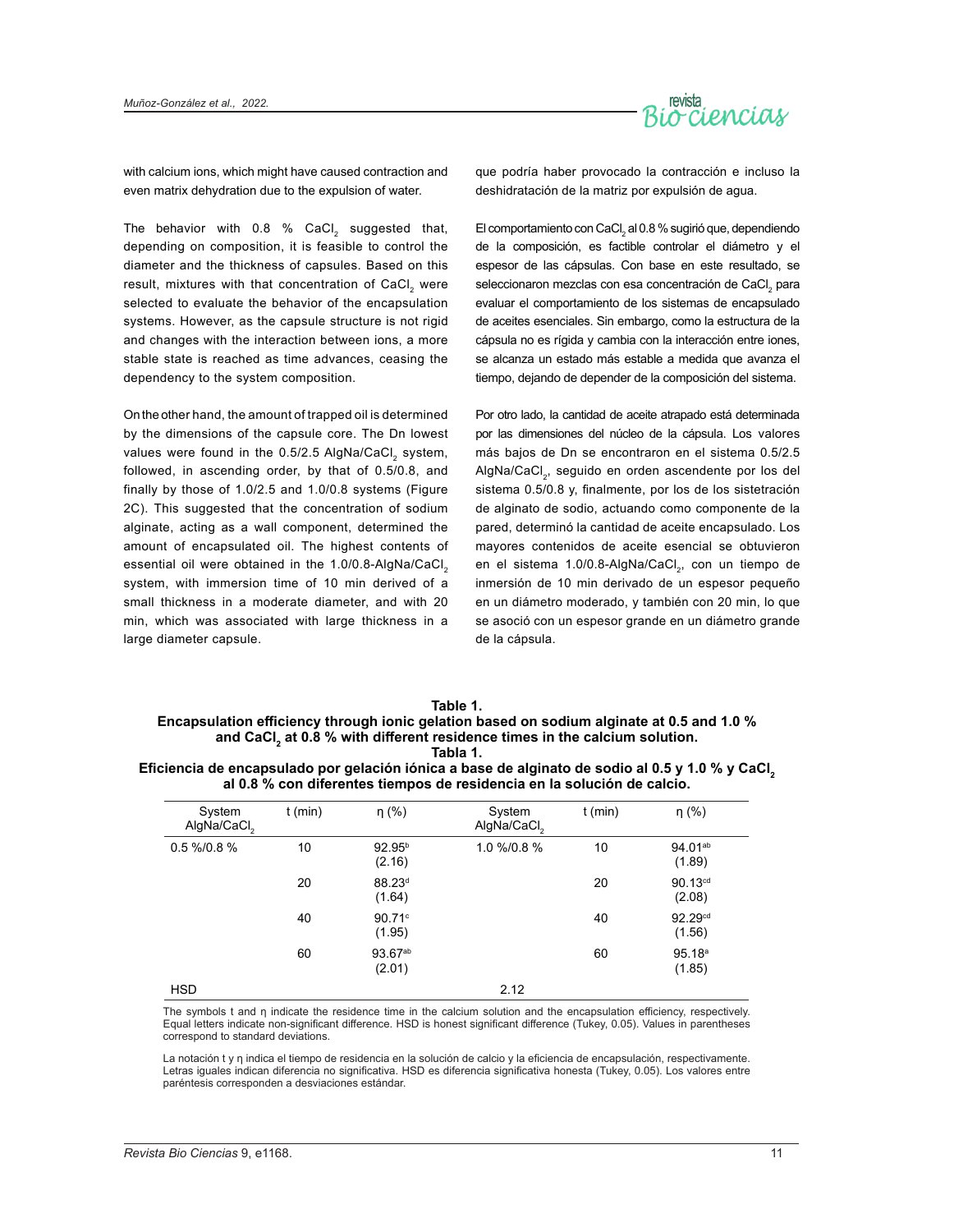with calcium ions, which might have caused contraction and even matrix dehydration due to the expulsion of water.

The behavior with 0.8 % $CaCl_2$ suggested that, depending on composition, it is feasible to control the diameter and the thickness of capsules. Based on this result, mixtures with that concentration of $CaCl_2$ were selected to evaluate the behavior of the encapsulation systems. However, as the capsule structure is not rigid and changes with the interaction between ions, a more stable state is reached as time advances, ceasing the dependency to the system composition.

On the other hand, the amount of trapped oil is determined by the dimensions of the capsule core. The Dn lowest values were found in the 0.5/2.5 AlgNa/$CaCl_2$ system, followed, in ascending order, by that of 0.5/0.8, and finally by those of 1.0/2.5 and 1.0/0.8 systems (Figure 2C). This suggested that the concentration of sodium alginate, acting as a wall component, determined the amount of encapsulated oil. The highest contents of essential oil were obtained in the 1.0/0.8-AlgNa/$CaCl_2$ system, with immersion time of 10 min derived of a small thickness in a moderate diameter, and with 20 min, which was associated with large thickness in a large diameter capsule.

que podría haber provocado la contracción e incluso la deshidratación de la matriz por expulsión de agua.

El comportamiento con $CaCl_2$ al 0.8 % sugirió que, dependiendo de la composición, es factible controlar el diámetro y el espesor de las cápsulas. Con base en este resultado, se seleccionaron mezclas con esa concentración de $CaCl_2$ para evaluar el comportamiento de los sistemas de encapsulado de aceites esenciales. Sin embargo, como la estructura de la cápsula no es rígida y cambia con la interacción entre iones, se alcanza un estado más estable a medida que avanza el tiempo, dejando de depender de la composición del sistema.

Por otro lado, la cantidad de aceite atrapado está determinada por las dimensiones del núcleo de la cápsula. Los valores más bajos de Dn se encontraron en el sistema 0.5/2.5 AlgNa/$CaCl_2$, seguido en orden ascendente por los del sistema 0.5/0.8 y, finalmente, por los de los sistetración de alginato de sodio, actuando como componente de la pared, determinó la cantidad de aceite encapsulado. Los mayores contenidos de aceite esencial se obtuvieron en el sistema 1.0/0.8-AlgNa/$CaCl_2$, con un tiempo de inmersión de 10 min derivado de un espesor pequeño en un diámetro moderado, y también con 20 min, lo que se asoció con un espesor grande en un diámetro grande de la cápsula.

**Table 1.**
**Encapsulation efficiency through ionic gelation based on sodium alginate at 0.5 and 1.0 % and $CaCl_2$ at 0.8 % with different residence times in the calcium solution.**
**Tabla 1.**
**Eficiencia de encapsulado por gelación iónica a base de alginato de sodio al 0.5 y 1.0 % y $CaCl_2$ al 0.8 % con diferentes tiempos de residencia en la solución de calcio.**

| System AlgNa/$CaCl_2$ | t (min) | η (%) | System AlgNa/$CaCl_2$ | t (min) | η (%) |
|---|---|---|---|---|---|
| 0.5 %/0.8 % | 10 | 92.95[b] (2.16) | 1.0 %/0.8 % | 10 | 94.01[ab] (1.89) |
| | 20 | 88.23[d] (1.64) | | 20 | 90.13[cd] (2.08) |
| | 40 | 90.71[c] (1.95) | | 40 | 92.29[cd] (1.56) |
| | 60 | 93.67[ab] (2.01) | | 60 | 95.18[a] (1.85) |
| HSD | | | 2.12 | | |

The symbols t and η indicate the residence time in the calcium solution and the encapsulation efficiency, respectively. Equal letters indicate non-significant difference. HSD is honest significant difference (Tukey, 0.05). Values in parentheses correspond to standard deviations.

La notación t y η indica el tiempo de residencia en la solución de calcio y la eficiencia de encapsulación, respectivamente. Letras iguales indican diferencia no significativa. HSD es diferencia significativa honesta (Tukey, 0.05). Los valores entre paréntesis corresponden a desviaciones estándar.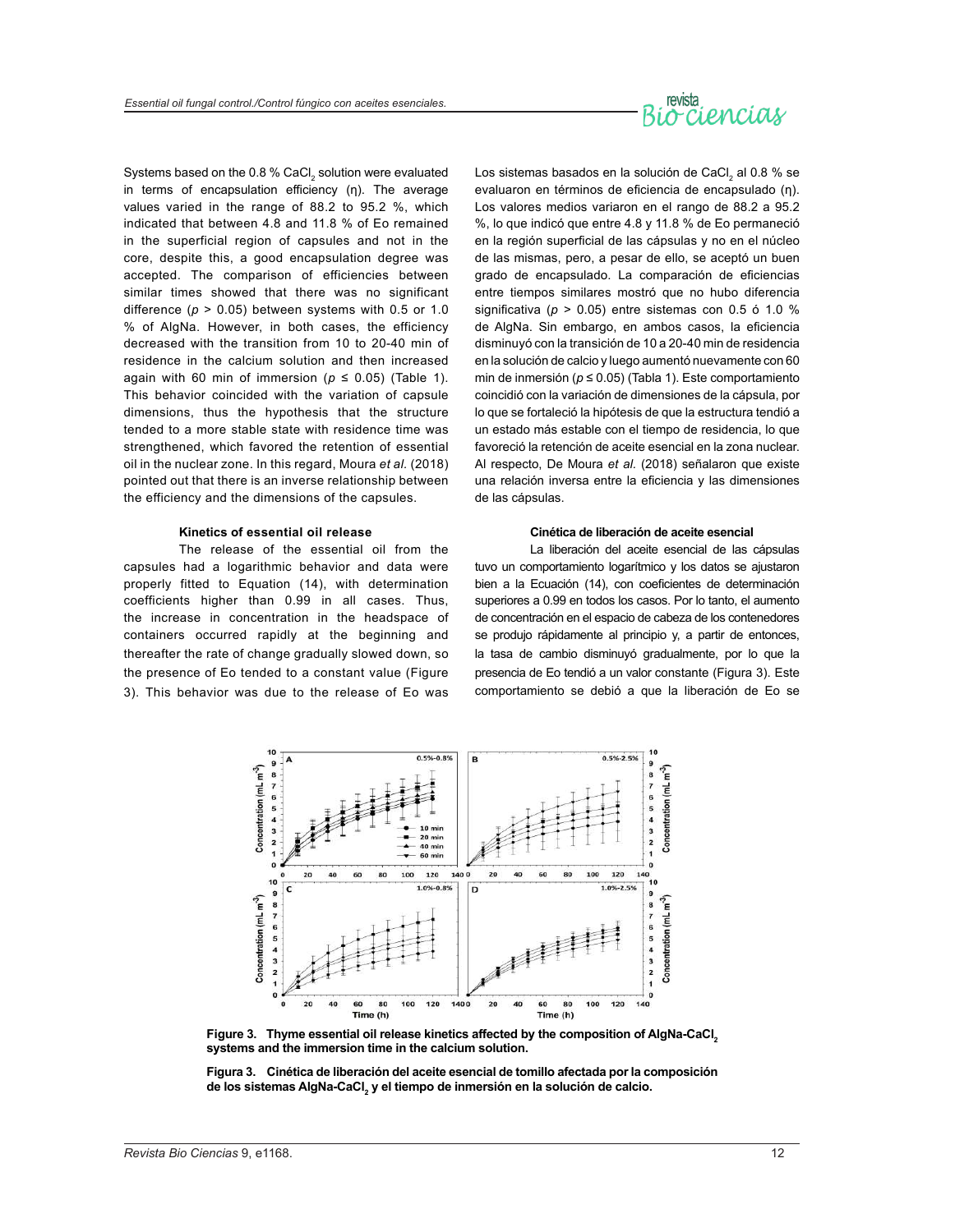Systems based on the 0.8 % $CaCl_2$ solution were evaluated in terms of encapsulation efficiency (η). The average values varied in the range of 88.2 to 95.2 %, which indicated that between 4.8 and 11.8 % of Eo remained in the superficial region of capsules and not in the core, despite this, a good encapsulation degree was accepted. The comparison of efficiencies between similar times showed that there was no significant difference ($p > 0.05$) between systems with 0.5 or 1.0 % of AlgNa. However, in both cases, the efficiency decreased with the transition from 10 to 20-40 min of residence in the calcium solution and then increased again with 60 min of immersion ($p \leq 0.05$) (Table 1). This behavior coincided with the variation of capsule dimensions, thus the hypothesis that the structure tended to a more stable state with residence time was strengthened, which favored the retention of essential oil in the nuclear zone. In this regard, Moura *et al.* (2018) pointed out that there is an inverse relationship between the efficiency and the dimensions of the capsules.

#### Kinetics of essential oil release

The release of the essential oil from the capsules had a logarithmic behavior and data were properly fitted to Equation (14), with determination coefficients higher than 0.99 in all cases. Thus, the increase in concentration in the headspace of containers occurred rapidly at the beginning and thereafter the rate of change gradually slowed down, so the presence of Eo tended to a constant value (Figure 3). This behavior was due to the release of Eo was

Los sistemas basados en la solución de $CaCl_2$ al 0.8 % se evaluaron en términos de eficiencia de encapsulado (η). Los valores medios variaron en el rango de 88.2 a 95.2 %, lo que indicó que entre 4.8 y 11.8 % de Eo permaneció en la región superficial de las cápsulas y no en el núcleo de las mismas, pero, a pesar de ello, se aceptó un buen grado de encapsulado. La comparación de eficiencias entre tiempos similares mostró que no hubo diferencia significativa ($p > 0.05$) entre sistemas con 0.5 ó 1.0 % de AlgNa. Sin embargo, en ambos casos, la eficiencia disminuyó con la transición de 10 a 20-40 min de residencia en la solución de calcio y luego aumentó nuevamente con 60 min de inmersión ($p \leq 0.05$) (Tabla 1). Este comportamiento coincidió con la variación de dimensiones de la cápsula, por lo que se fortaleció la hipótesis de que la estructura tendió a un estado más estable con el tiempo de residencia, lo que favoreció la retención de aceite esencial en la zona nuclear. Al respecto, De Moura *et al.* (2018) señalaron que existe una relación inversa entre la eficiencia y las dimensiones de las cápsulas.

#### Cinética de liberación de aceite esencial

La liberación del aceite esencial de las cápsulas tuvo un comportamiento logarítmico y los datos se ajustaron bien a la Ecuación (14), con coeficientes de determinación superiores a 0.99 en todos los casos. Por lo tanto, el aumento de concentración en el espacio de cabeza de los contenedores se produjo rápidamente al principio y, a partir de entonces, la tasa de cambio disminuyó gradualmente, por lo que la presencia de Eo tendió a un valor constante (Figura 3). Este comportamiento se debió a que la liberación de Eo se

**Figure 3. Thyme essential oil release kinetics affected by the composition of AlgNa-$CaCl_2$ systems and the immersion time in the calcium solution.**

**Figura 3. Cinética de liberación del aceite esencial de tomillo afectada por la composición de los sistemas AlgNa-$CaCl_2$ y el tiempo de inmersión en la solución de calcio.**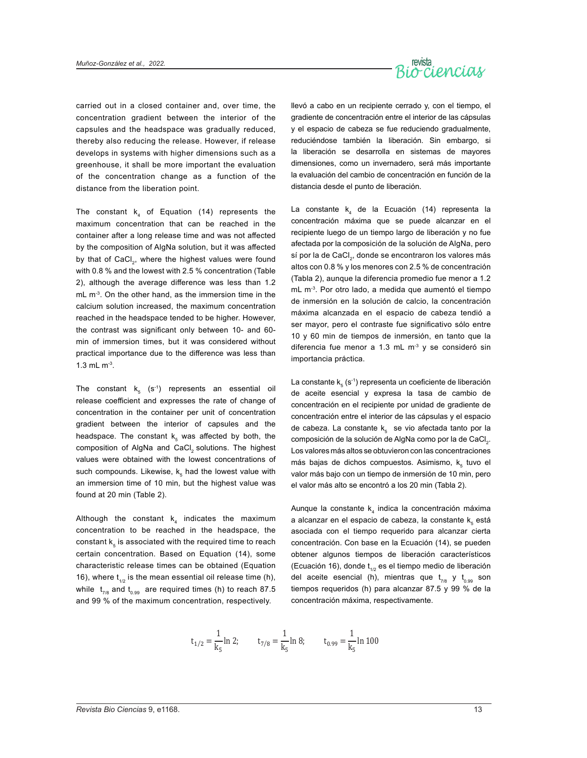carried out in a closed container and, over time, the concentration gradient between the interior of the capsules and the headspace was gradually reduced, thereby also reducing the release. However, if release develops in systems with higher dimensions such as a greenhouse, it shall be more important the evaluation of the concentration change as a function of the distance from the liberation point.

The constant $k_4$ of Equation (14) represents the maximum concentration that can be reached in the container after a long release time and was not affected by the composition of AlgNa solution, but it was affected by that of $CaCl_2$, where the highest values were found with 0.8 % and the lowest with 2.5 % concentration (Table 2), although the average difference was less than 1.2 mL $m^{-3}$. On the other hand, as the immersion time in the calcium solution increased, the maximum concentration reached in the headspace tended to be higher. However, the contrast was significant only between 10- and 60-min of immersion times, but it was considered without practical importance due to the difference was less than 1.3 mL $m^{-3}$.

The constant $k_5$ ($s^{-1}$) represents an essential oil release coefficient and expresses the rate of change of concentration in the container per unit of concentration gradient between the interior of capsules and the headspace. The constant $k_5$ was affected by both, the composition of AlgNa and $CaCl_2$ solutions. The highest values were obtained with the lowest concentrations of such compounds. Likewise, $k_5$ had the lowest value with an immersion time of 10 min, but the highest value was found at 20 min (Table 2).

Although the constant $k_4$ indicates the maximum concentration to be reached in the headspace, the constant $k_5$ is associated with the required time to reach certain concentration. Based on Equation (14), some characteristic release times can be obtained (Equation 16), where $t_{1/2}$ is the mean essential oil release time (h), while $t_{7/8}$ and $t_{0.99}$ are required times (h) to reach 87.5 and 99 % of the maximum concentration, respectively.

llevó a cabo en un recipiente cerrado y, con el tiempo, el gradiente de concentración entre el interior de las cápsulas y el espacio de cabeza se fue reduciendo gradualmente, reduciéndose también la liberación. Sin embargo, si la liberación se desarrolla en sistemas de mayores dimensiones, como un invernadero, será más importante la evaluación del cambio de concentración en función de la distancia desde el punto de liberación.

La constante $k_4$ de la Ecuación (14) representa la concentración máxima que se puede alcanzar en el recipiente luego de un tiempo largo de liberación y no fue afectada por la composición de la solución de AlgNa, pero sí por la de $CaCl_2$, donde se encontraron los valores más altos con 0.8 % y los menores con 2.5 % de concentración (Tabla 2), aunque la diferencia promedio fue menor a 1.2 mL $m^{-3}$. Por otro lado, a medida que aumentó el tiempo de inmersión en la solución de calcio, la concentración máxima alcanzada en el espacio de cabeza tendió a ser mayor, pero el contraste fue significativo sólo entre 10 y 60 min de tiempos de inmersión, en tanto que la diferencia fue menor a 1.3 mL $m^{-3}$ y se consideró sin importancia práctica.

La constante $k_5$ ($s^{-1}$) representa un coeficiente de liberación de aceite esencial y expresa la tasa de cambio de concentración en el recipiente por unidad de gradiente de concentración entre el interior de las cápsulas y el espacio de cabeza. La constante $k_5$ se vio afectada tanto por la composición de la solución de AlgNa como por la de $CaCl_2$. Los valores más altos se obtuvieron con las concentraciones más bajas de dichos compuestos. Asimismo, $k_5$ tuvo el valor más bajo con un tiempo de inmersión de 10 min, pero el valor más alto se encontró a los 20 min (Tabla 2).

Aunque la constante $k_4$ indica la concentración máxima a alcanzar en el espacio de cabeza, la constante $k_5$ está asociada con el tiempo requerido para alcanzar cierta concentración. Con base en la Ecuación (14), se pueden obtener algunos tiempos de liberación característicos (Ecuación 16), donde $t_{1/2}$ es el tiempo medio de liberación del aceite esencial (h), mientras que $t_{7/8}$ y $t_{0.99}$ son tiempos requeridos (h) para alcanzar 87.5 y 99 % de la concentración máxima, respectivamente.

$$t_{1/2} = \frac{1}{k_5}\ln 2; \qquad t_{7/8} = \frac{1}{k_5}\ln 8; \qquad t_{0.99} = \frac{1}{k_5}\ln 100$$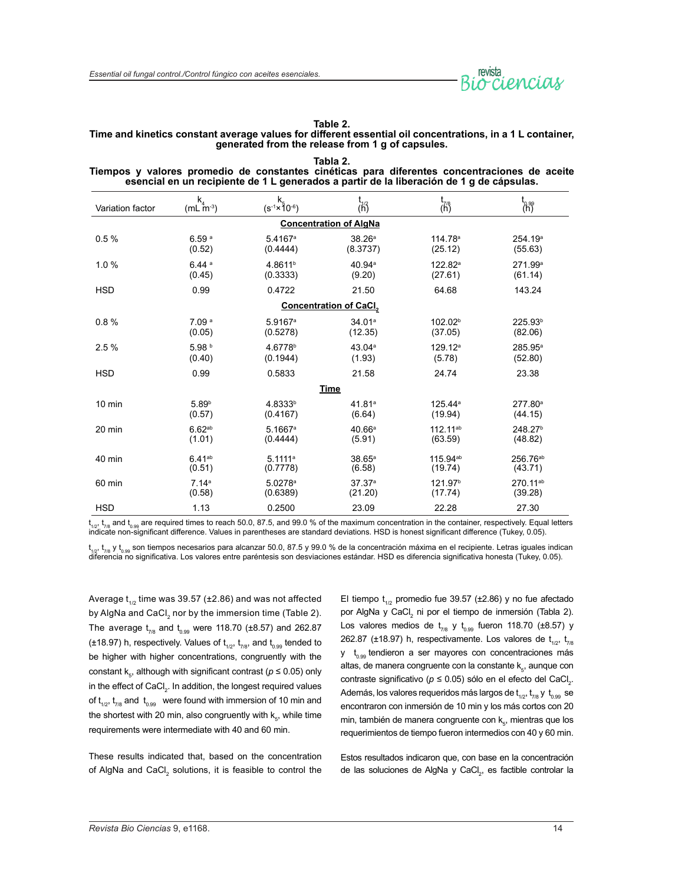**Table 2.**
**Time and kinetics constant average values for different essential oil concentrations, in a 1 L container, generated from the release from 1 g of capsules.**

**Tabla 2.**
**Tiempos y valores promedio de constantes cinéticas para diferentes concentraciones de aceite esencial en un recipiente de 1 L generados a partir de la liberación de 1 g de cápsulas.**

| Variation factor | $k_4$ ($mL\ m^{-3}$) | $k_5$ ($s^{-1}\times10^{-6}$) | $t_{1/2}$ (h) | $t_{7/8}$ (h) | $t_{0.99}$ (h) |
|---|---|---|---|---|---|
| | | | **Concentration of AlgNa** | | |
| 0.5 % | 6.59 [a] (0.52) | 5.4167[a] (0.4444) | 38.26[a] (8.3737) | 114.78[a] (25.12) | 254.19[a] (55.63) |
| 1.0 % | 6.44 [a] (0.45) | 4.8611[b] (0.3333) | 40.94[a] (9.20) | 122.82[a] (27.61) | 271.99[a] (61.14) |
| HSD | 0.99 | 0.4722 | 21.50 | 64.68 | 143.24 |
| | | | **Concentration of $CaCl_2$** | | |
| 0.8 % | 7.09 [a] (0.05) | 5.9167[a] (0.5278) | 34.01[a] (12.35) | 102.02[b] (37.05) | 225.93[b] (82.06) |
| 2.5 % | 5.98 [b] (0.40) | 4.6778[b] (0.1944) | 43.04[a] (1.93) | 129.12[a] (5.78) | 285.95[a] (52.80) |
| HSD | 0.99 | 0.5833 | 21.58 | 24.74 | 23.38 |
| | | | **Time** | | |
| 10 min | 5.89[b] (0.57) | 4.8333[b] (0.4167) | 41.81[a] (6.64) | 125.44[a] (19.94) | 277.80[a] (44.15) |
| 20 min | 6.62[ab] (1.01) | 5.1667[a] (0.4444) | 40.66[a] (5.91) | 112.11[ab] (63.59) | 248.27[b] (48.82) |
| 40 min | 6.41[ab] (0.51) | 5.1111[a] (0.7778) | 38.65[a] (6.58) | 115.94[ab] (19.74) | 256.76[ab] (43.71) |
| 60 min | 7.14[a] (0.58) | 5.0278[a] (0.6389) | 37.37[a] (21.20) | 121.97[b] (17.74) | 270.11[ab] (39.28) |
| HSD | 1.13 | 0.2500 | 23.09 | 22.28 | 27.30 |

$t_{1/2}$, $t_{7/8}$ and $t_{0.99}$ are required times to reach 50.0, 87.5, and 99.0 % of the maximum concentration in the container, respectively. Equal letters indicate non-significant difference. Values in parentheses are standard deviations. HSD is honest significant difference (Tukey, 0.05).

$t_{1/2}$, $t_{7/8}$ y $t_{0.99}$ son tiempos necesarios para alcanzar 50.0, 87.5 y 99.0 % de la concentración máxima en el recipiente. Letras iguales indican diferencia no significativa. Los valores entre paréntesis son desviaciones estándar. HSD es diferencia significativa honesta (Tukey, 0.05).

Average $t_{1/2}$ time was 39.57 (±2.86) and was not affected by AlgNa and $CaCl_2$ nor by the immersion time (Table 2). The average $t_{7/8}$ and $t_{0.99}$ were 118.70 (±8.57) and 262.87 (±18.97) h, respectively. Values of $t_{1/2}$, $t_{7/8}$, and $t_{0.99}$ tended to be higher with higher concentrations, congruently with the constant $k_5$, although with significant contrast ($p \leq 0.05$) only in the effect of $CaCl_2$. In addition, the longest required values of $t_{1/2}$, $t_{7/8}$ and $t_{0.99}$ were found with immersion of 10 min and the shortest with 20 min, also congruently with $k_5$, while time requirements were intermediate with 40 and 60 min.

These results indicated that, based on the concentration of AlgNa and $CaCl_2$ solutions, it is feasible to control the

El tiempo $t_{1/2}$ promedio fue 39.57 (±2.86) y no fue afectado por AlgNa y $CaCl_2$ ni por el tiempo de inmersión (Tabla 2). Los valores medios de $t_{7/8}$ y $t_{0.99}$ fueron 118.70 (±8.57) y 262.87 (±18.97) h, respectivamente. Los valores de $t_{1/2}$, $t_{7/8}$ y $t_{0.99}$ tendieron a ser mayores con concentraciones más altas, de manera congruente con la constante $k_5$, aunque con contraste significativo ($p \leq 0.05$) sólo en el efecto del $CaCl_2$. Además, los valores requeridos más largos de $t_{1/2}$, $t_{7/8}$ y $t_{0.99}$ se encontraron con inmersión de 10 min y los más cortos con 20 min, también de manera congruente con $k_5$, mientras que los requerimientos de tiempo fueron intermedios con 40 y 60 min.

Estos resultados indicaron que, con base en la concentración de las soluciones de AlgNa y $CaCl_2$, es factible controlar la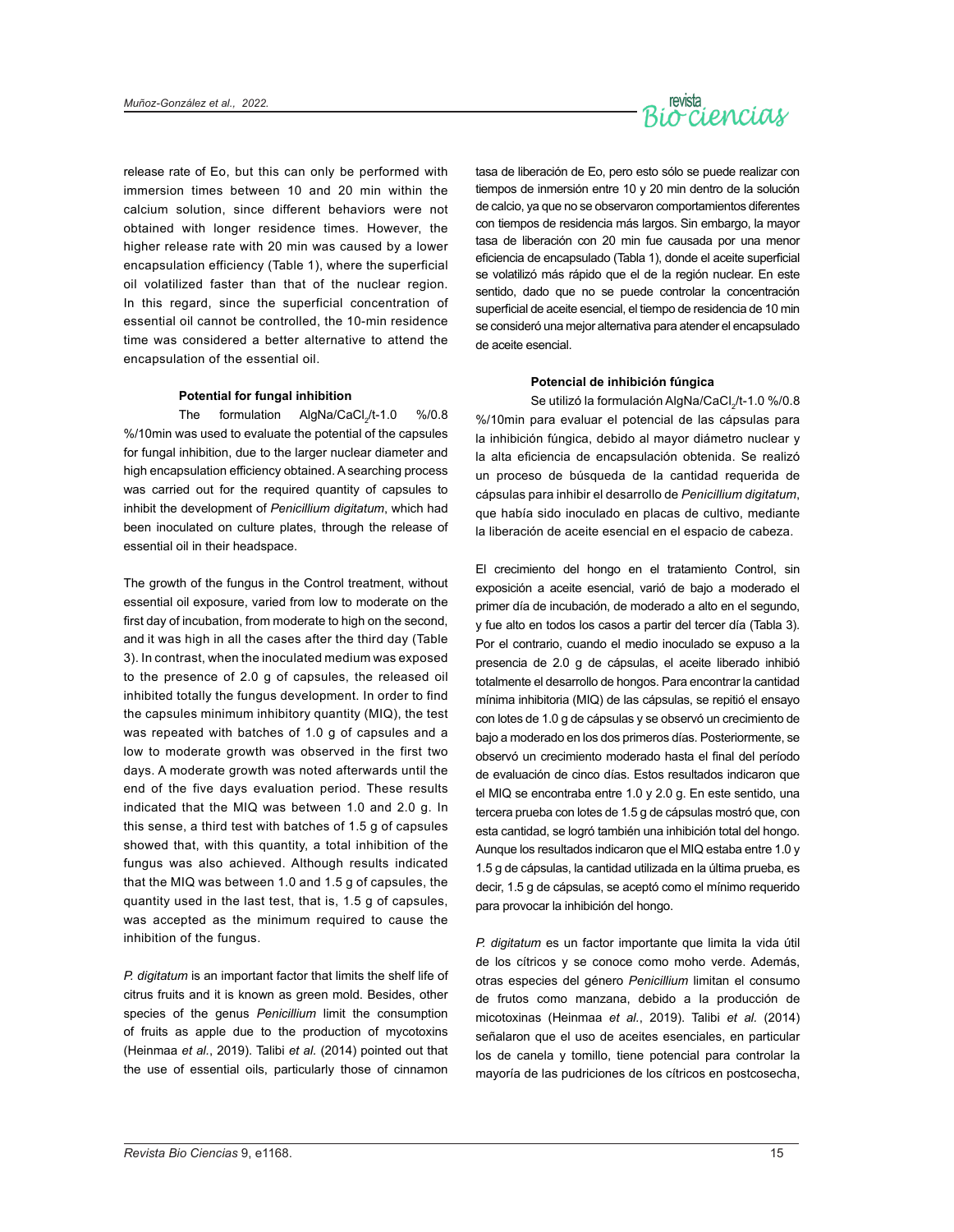release rate of Eo, but this can only be performed with immersion times between 10 and 20 min within the calcium solution, since different behaviors were not obtained with longer residence times. However, the higher release rate with 20 min was caused by a lower encapsulation efficiency (Table 1), where the superficial oil volatilized faster than that of the nuclear region. In this regard, since the superficial concentration of essential oil cannot be controlled, the 10-min residence time was considered a better alternative to attend the encapsulation of the essential oil.

#### Potential for fungal inhibition

The formulation AlgNa/$CaCl_2$/t-1.0 %/0.8 %/10min was used to evaluate the potential of the capsules for fungal inhibition, due to the larger nuclear diameter and high encapsulation efficiency obtained. A searching process was carried out for the required quantity of capsules to inhibit the development of *Penicillium digitatum*, which had been inoculated on culture plates, through the release of essential oil in their headspace.

The growth of the fungus in the Control treatment, without essential oil exposure, varied from low to moderate on the first day of incubation, from moderate to high on the second, and it was high in all the cases after the third day (Table 3). In contrast, when the inoculated medium was exposed to the presence of 2.0 g of capsules, the released oil inhibited totally the fungus development. In order to find the capsules minimum inhibitory quantity (MIQ), the test was repeated with batches of 1.0 g of capsules and a low to moderate growth was observed in the first two days. A moderate growth was noted afterwards until the end of the five days evaluation period. These results indicated that the MIQ was between 1.0 and 2.0 g. In this sense, a third test with batches of 1.5 g of capsules showed that, with this quantity, a total inhibition of the fungus was also achieved. Although results indicated that the MIQ was between 1.0 and 1.5 g of capsules, the quantity used in the last test, that is, 1.5 g of capsules, was accepted as the minimum required to cause the inhibition of the fungus.

*P. digitatum* is an important factor that limits the shelf life of citrus fruits and it is known as green mold. Besides, other species of the genus *Penicillium* limit the consumption of fruits as apple due to the production of mycotoxins (Heinmaa *et al.*, 2019). Talibi *et al.* (2014) pointed out that the use of essential oils, particularly those of cinnamon

tasa de liberación de Eo, pero esto sólo se puede realizar con tiempos de inmersión entre 10 y 20 min dentro de la solución de calcio, ya que no se observaron comportamientos diferentes con tiempos de residencia más largos. Sin embargo, la mayor tasa de liberación con 20 min fue causada por una menor eficiencia de encapsulado (Tabla 1), donde el aceite superficial se volatilizó más rápido que el de la región nuclear. En este sentido, dado que no se puede controlar la concentración superficial de aceite esencial, el tiempo de residencia de 10 min se consideró una mejor alternativa para atender el encapsulado de aceite esencial.

#### Potencial de inhibición fúngica

Se utilizó la formulación AlgNa/$CaCl_2$/t-1.0 %/0.8 %/10min para evaluar el potencial de las cápsulas para la inhibición fúngica, debido al mayor diámetro nuclear y la alta eficiencia de encapsulación obtenida. Se realizó un proceso de búsqueda de la cantidad requerida de cápsulas para inhibir el desarrollo de *Penicillium digitatum*, que había sido inoculado en placas de cultivo, mediante la liberación de aceite esencial en el espacio de cabeza.

El crecimiento del hongo en el tratamiento Control, sin exposición a aceite esencial, varió de bajo a moderado el primer día de incubación, de moderado a alto en el segundo, y fue alto en todos los casos a partir del tercer día (Tabla 3). Por el contrario, cuando el medio inoculado se expuso a la presencia de 2.0 g de cápsulas, el aceite liberado inhibió totalmente el desarrollo de hongos. Para encontrar la cantidad mínima inhibitoria (MIQ) de las cápsulas, se repitió el ensayo con lotes de 1.0 g de cápsulas y se observó un crecimiento de bajo a moderado en los dos primeros días. Posteriormente, se observó un crecimiento moderado hasta el final del período de evaluación de cinco días. Estos resultados indicaron que el MIQ se encontraba entre 1.0 y 2.0 g. En este sentido, una tercera prueba con lotes de 1.5 g de cápsulas mostró que, con esta cantidad, se logró también una inhibición total del hongo. Aunque los resultados indicaron que el MIQ estaba entre 1.0 y 1.5 g de cápsulas, la cantidad utilizada en la última prueba, es decir, 1.5 g de cápsulas, se aceptó como el mínimo requerido para provocar la inhibición del hongo.

*P. digitatum* es un factor importante que limita la vida útil de los cítricos y se conoce como moho verde. Además, otras especies del género *Penicillium* limitan el consumo de frutos como manzana, debido a la producción de micotoxinas (Heinmaa *et al.*, 2019). Talibi *et al.* (2014) señalaron que el uso de aceites esenciales, en particular los de canela y tomillo, tiene potencial para controlar la mayoría de las pudriciones de los cítricos en postcosecha,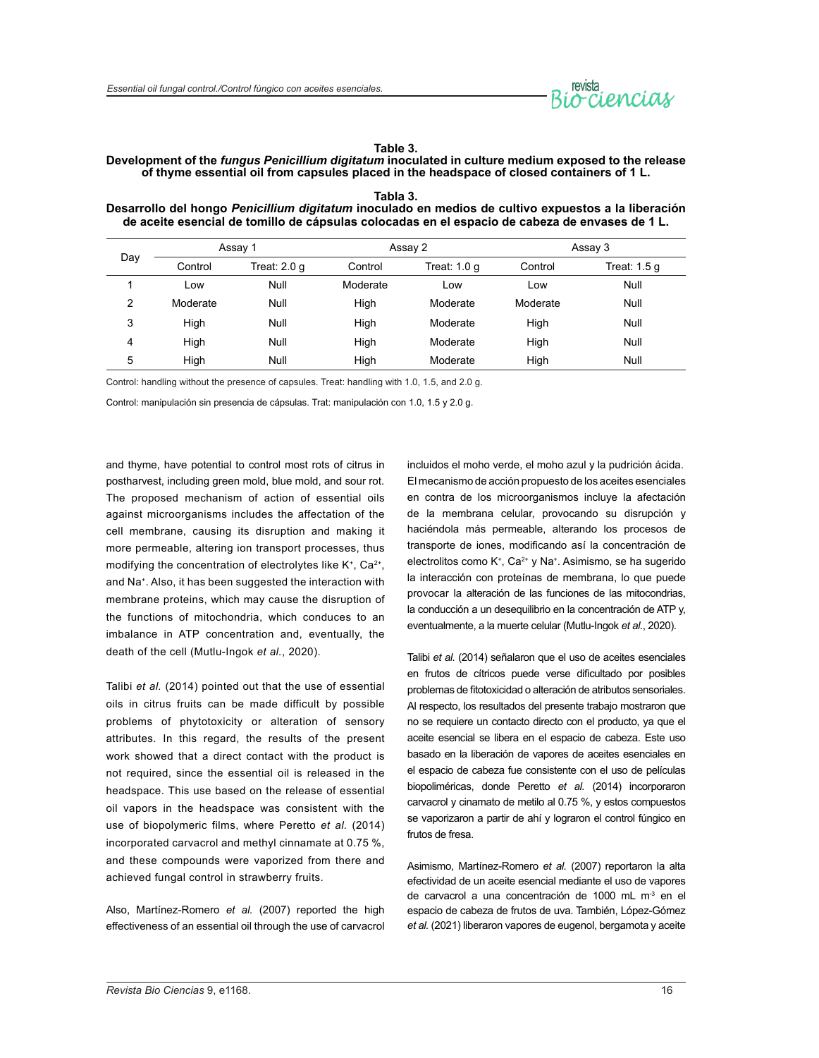**Table 3.**
**Development of the *fungus Penicillium digitatum* inoculated in culture medium exposed to the release of thyme essential oil from capsules placed in the headspace of closed containers of 1 L.**

**Tabla 3.**
**Desarrollo del hongo *Penicillium digitatum* inoculado en medios de cultivo expuestos a la liberación de aceite esencial de tomillo de cápsulas colocadas en el espacio de cabeza de envases de 1 L.**

| Day | Assay 1 | | Assay 2 | | Assay 3 | |
|---|---|---|---|---|---|---|
| | Control | Treat: 2.0 g | Control | Treat: 1.0 g | Control | Treat: 1.5 g |
| 1 | Low | Null | Moderate | Low | Low | Null |
| 2 | Moderate | Null | High | Moderate | Moderate | Null |
| 3 | High | Null | High | Moderate | High | Null |
| 4 | High | Null | High | Moderate | High | Null |
| 5 | High | Null | High | Moderate | High | Null |

Control: handling without the presence of capsules. Treat: handling with 1.0, 1.5, and 2.0 g.

Control: manipulación sin presencia de cápsulas. Trat: manipulación con 1.0, 1.5 y 2.0 g.

and thyme, have potential to control most rots of citrus in postharvest, including green mold, blue mold, and sour rot. The proposed mechanism of action of essential oils against microorganisms includes the affectation of the cell membrane, causing its disruption and making it more permeable, altering ion transport processes, thus modifying the concentration of electrolytes like $K^+$, $Ca^{2+}$, and $Na^+$. Also, it has been suggested the interaction with membrane proteins, which may cause the disruption of the functions of mitochondria, which conduces to an imbalance in ATP concentration and, eventually, the death of the cell (Mutlu-Ingok *et al.*, 2020).

Talibi *et al.* (2014) pointed out that the use of essential oils in citrus fruits can be made difficult by possible problems of phytotoxicity or alteration of sensory attributes. In this regard, the results of the present work showed that a direct contact with the product is not required, since the essential oil is released in the headspace. This use based on the release of essential oil vapors in the headspace was consistent with the use of biopolymeric films, where Peretto *et al.* (2014) incorporated carvacrol and methyl cinnamate at 0.75 %, and these compounds were vaporized from there and achieved fungal control in strawberry fruits.

Also, Martínez-Romero *et al.* (2007) reported the high effectiveness of an essential oil through the use of carvacrol

incluidos el moho verde, el moho azul y la pudrición ácida. El mecanismo de acción propuesto de los aceites esenciales en contra de los microorganismos incluye la afectación de la membrana celular, provocando su disrupción y haciéndola más permeable, alterando los procesos de transporte de iones, modificando así la concentración de electrolitos como $K^+$, $Ca^{2+}$ y $Na^+$. Asimismo, se ha sugerido la interacción con proteínas de membrana, lo que puede provocar la alteración de las funciones de las mitocondrias, la conducción a un desequilibrio en la concentración de ATP y, eventualmente, a la muerte celular (Mutlu-Ingok *et al.*, 2020).

Talibi *et al.* (2014) señalaron que el uso de aceites esenciales en frutos de cítricos puede verse dificultado por posibles problemas de fitotoxicidad o alteración de atributos sensoriales. Al respecto, los resultados del presente trabajo mostraron que no se requiere un contacto directo con el producto, ya que el aceite esencial se libera en el espacio de cabeza. Este uso basado en la liberación de vapores de aceites esenciales en el espacio de cabeza fue consistente con el uso de películas biopoliméricas, donde Peretto *et al.* (2014) incorporaron carvacrol y cinamato de metilo al 0.75 %, y estos compuestos se vaporizaron a partir de ahí y lograron el control fúngico en frutos de fresa.

Asimismo, Martínez-Romero *et al.* (2007) reportaron la alta efectividad de un aceite esencial mediante el uso de vapores de carvacrol a una concentración de 1000 mL $m^{-3}$ en el espacio de cabeza de frutos de uva. También, López-Gómez *et al.* (2021) liberaron vapores de eugenol, bergamota y aceite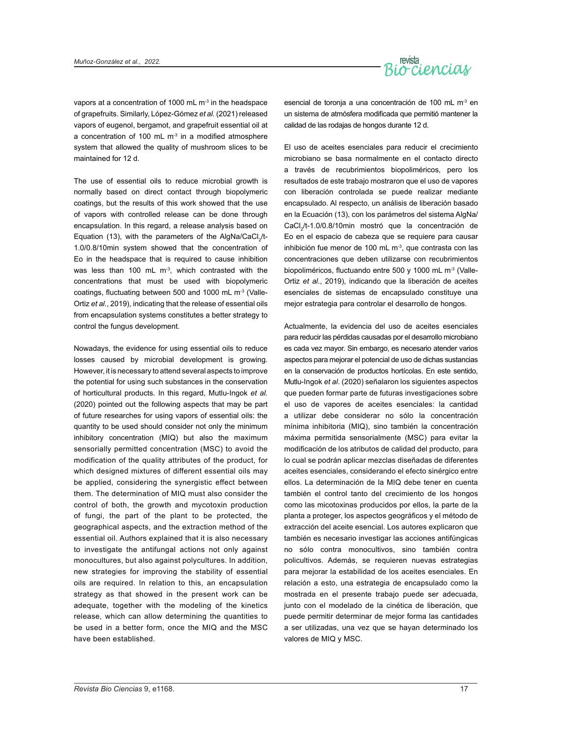vapors at a concentration of 1000 mL m$^{-3}$ in the headspace of grapefruits. Similarly, López-Gómez *et al.* (2021) released vapors of eugenol, bergamot, and grapefruit essential oil at a concentration of 100 mL m$^{-3}$ in a modified atmosphere system that allowed the quality of mushroom slices to be maintained for 12 d.

The use of essential oils to reduce microbial growth is normally based on direct contact through biopolymeric coatings, but the results of this work showed that the use of vapors with controlled release can be done through encapsulation. In this regard, a release analysis based on Equation (13), with the parameters of the AlgNa/$CaCl_2$/t-1.0/0.8/10min system showed that the concentration of Eo in the headspace that is required to cause inhibition was less than 100 mL m$^{-3}$, which contrasted with the concentrations that must be used with biopolymeric coatings, fluctuating between 500 and 1000 mL m$^{-3}$ (Valle-Ortiz *et al.*, 2019), indicating that the release of essential oils from encapsulation systems constitutes a better strategy to control the fungus development.

Nowadays, the evidence for using essential oils to reduce losses caused by microbial development is growing. However, it is necessary to attend several aspects to improve the potential for using such substances in the conservation of horticultural products. In this regard, Mutlu-Ingok *et al.* (2020) pointed out the following aspects that may be part of future researches for using vapors of essential oils: the quantity to be used should consider not only the minimum inhibitory concentration (MIQ) but also the maximum sensorially permitted concentration (MSC) to avoid the modification of the quality attributes of the product, for which designed mixtures of different essential oils may be applied, considering the synergistic effect between them. The determination of MIQ must also consider the control of both, the growth and mycotoxin production of fungi, the part of the plant to be protected, the geographical aspects, and the extraction method of the essential oil. Authors explained that it is also necessary to investigate the antifungal actions not only against monocultures, but also against polycultures. In addition, new strategies for improving the stability of essential oils are required. In relation to this, an encapsulation strategy as that showed in the present work can be adequate, together with the modeling of the kinetics release, which can allow determining the quantities to be used in a better form, once the MIQ and the MSC have been established.

esencial de toronja a una concentración de 100 mL m$^{-3}$ en un sistema de atmósfera modificada que permitió mantener la calidad de las rodajas de hongos durante 12 d.

El uso de aceites esenciales para reducir el crecimiento microbiano se basa normalmente en el contacto directo a través de recubrimientos biopoliméricos, pero los resultados de este trabajo mostraron que el uso de vapores con liberación controlada se puede realizar mediante encapsulado. Al respecto, un análisis de liberación basado en la Ecuación (13), con los parámetros del sistema AlgNa/$CaCl_2$/t-1.0/0.8/10min mostró que la concentración de Eo en el espacio de cabeza que se requiere para causar inhibición fue menor de 100 mL m$^{-3}$, que contrasta con las concentraciones que deben utilizarse con recubrimientos biopoliméricos, fluctuando entre 500 y 1000 mL m$^{-3}$ (Valle-Ortiz *et al.*, 2019), indicando que la liberación de aceites esenciales de sistemas de encapsulado constituye una mejor estrategia para controlar el desarrollo de hongos.

Actualmente, la evidencia del uso de aceites esenciales para reducir las pérdidas causadas por el desarrollo microbiano es cada vez mayor. Sin embargo, es necesario atender varios aspectos para mejorar el potencial de uso de dichas sustancias en la conservación de productos hortícolas. En este sentido, Mutlu-Ingok *et al.* (2020) señalaron los siguientes aspectos que pueden formar parte de futuras investigaciones sobre el uso de vapores de aceites esenciales: la cantidad a utilizar debe considerar no sólo la concentración mínima inhibitoria (MIQ), sino también la concentración máxima permitida sensorialmente (MSC) para evitar la modificación de los atributos de calidad del producto, para lo cual se podrán aplicar mezclas diseñadas de diferentes aceites esenciales, considerando el efecto sinérgico entre ellos. La determinación de la MIQ debe tener en cuenta también el control tanto del crecimiento de los hongos como las micotoxinas producidos por ellos, la parte de la planta a proteger, los aspectos geográficos y el método de extracción del aceite esencial. Los autores explicaron que también es necesario investigar las acciones antifúngicas no sólo contra monocultivos, sino también contra policultivos. Además, se requieren nuevas estrategias para mejorar la estabilidad de los aceites esenciales. En relación a esto, una estrategia de encapsulado como la mostrada en el presente trabajo puede ser adecuada, junto con el modelado de la cinética de liberación, que puede permitir determinar de mejor forma las cantidades a ser utilizadas, una vez que se hayan determinado los valores de MIQ y MSC.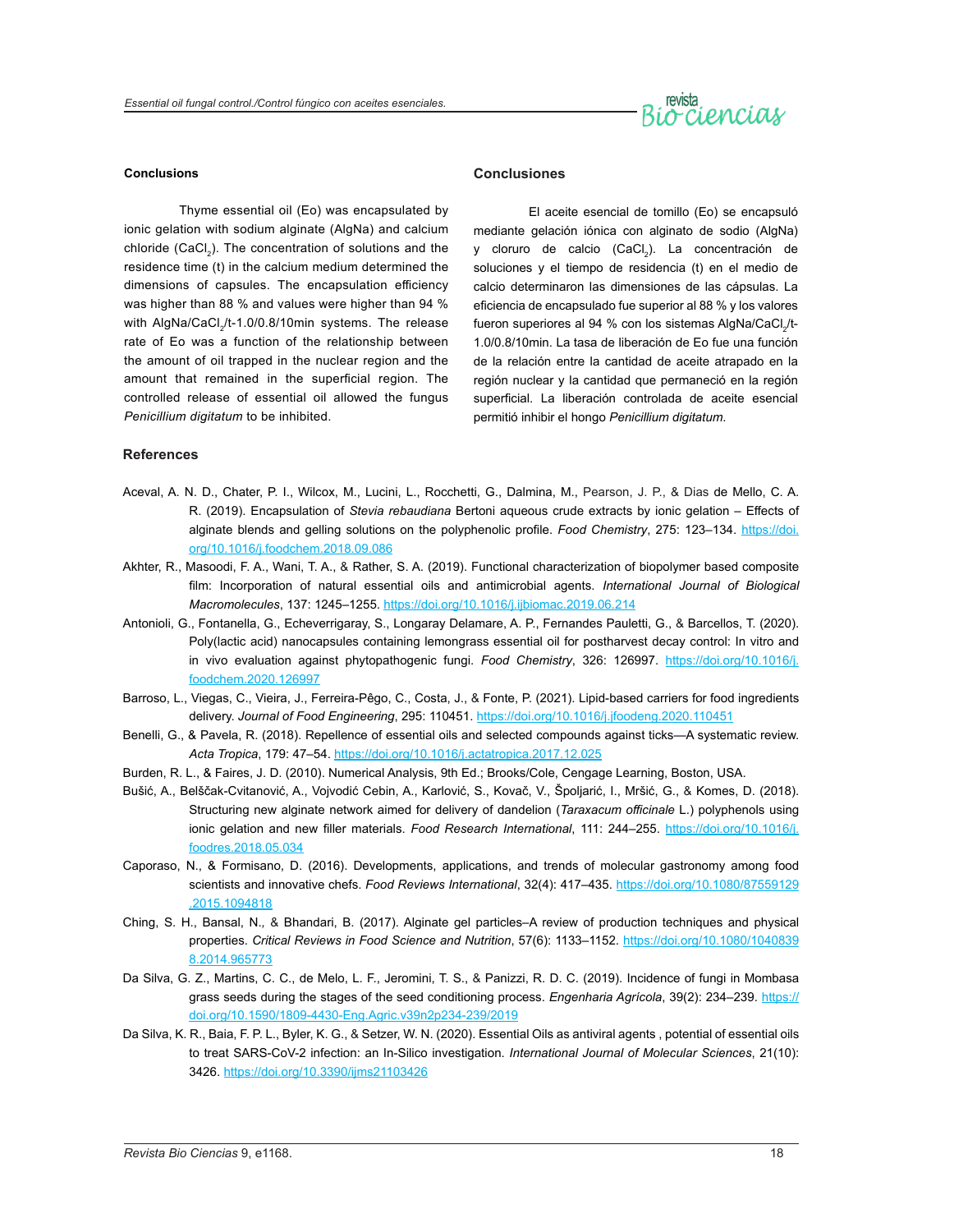## Conclusions

Thyme essential oil (Eo) was encapsulated by ionic gelation with sodium alginate (AlgNa) and calcium chloride ($CaCl_2$). The concentration of solutions and the residence time (t) in the calcium medium determined the dimensions of capsules. The encapsulation efficiency was higher than 88 % and values were higher than 94 % with AlgNa/$CaCl_2$/t-1.0/0.8/10min systems. The release rate of Eo was a function of the relationship between the amount of oil trapped in the nuclear region and the amount that remained in the superficial region. The controlled release of essential oil allowed the fungus *Penicillium digitatum* to be inhibited.

## Conclusiones

El aceite esencial de tomillo (Eo) se encapsuló mediante gelación iónica con alginato de sodio (AlgNa) y cloruro de calcio ($CaCl_2$). La concentración de soluciones y el tiempo de residencia (t) en el medio de calcio determinaron las dimensiones de las cápsulas. La eficiencia de encapsulado fue superior al 88 % y los valores fueron superiores al 94 % con los sistemas AlgNa/$CaCl_2$/t-1.0/0.8/10min. La tasa de liberación de Eo fue una función de la relación entre la cantidad de aceite atrapado en la región nuclear y la cantidad que permaneció en la región superficial. La liberación controlada de aceite esencial permitió inhibir el hongo *Penicillium digitatum*.

## References

Aceval, A. N. D., Chater, P. I., Wilcox, M., Lucini, L., Rocchetti, G., Dalmina, M., Pearson, J. P., & Dias de Mello, C. A. R. (2019). Encapsulation of *Stevia rebaudiana* Bertoni aqueous crude extracts by ionic gelation – Effects of alginate blends and gelling solutions on the polyphenolic profile. *Food Chemistry*, 275: 123–134. https://doi.org/10.1016/j.foodchem.2018.09.086

Akhter, R., Masoodi, F. A., Wani, T. A., & Rather, S. A. (2019). Functional characterization of biopolymer based composite film: Incorporation of natural essential oils and antimicrobial agents. *International Journal of Biological Macromolecules*, 137: 1245–1255. https://doi.org/10.1016/j.ijbiomac.2019.06.214

Antonioli, G., Fontanella, G., Echeverrigaray, S., Longaray Delamare, A. P., Fernandes Pauletti, G., & Barcellos, T. (2020). Poly(lactic acid) nanocapsules containing lemongrass essential oil for postharvest decay control: In vitro and in vivo evaluation against phytopathogenic fungi. *Food Chemistry*, 326: 126997. https://doi.org/10.1016/j.foodchem.2020.126997

Barroso, L., Viegas, C., Vieira, J., Ferreira-Pêgo, C., Costa, J., & Fonte, P. (2021). Lipid-based carriers for food ingredients delivery. *Journal of Food Engineering*, 295: 110451. https://doi.org/10.1016/j.jfoodeng.2020.110451

Benelli, G., & Pavela, R. (2018). Repellence of essential oils and selected compounds against ticks—A systematic review. *Acta Tropica*, 179: 47–54. https://doi.org/10.1016/j.actatropica.2017.12.025

Burden, R. L., & Faires, J. D. (2010). Numerical Analysis, 9th Ed.; Brooks/Cole, Cengage Learning, Boston, USA.

Bušić, A., Belščak-Cvitanović, A., Vojvodić Cebin, A., Karlović, S., Kovač, V., Špoljarić, I., Mršić, G., & Komes, D. (2018). Structuring new alginate network aimed for delivery of dandelion (*Taraxacum officinale* L.) polyphenols using ionic gelation and new filler materials. *Food Research International*, 111: 244–255. https://doi.org/10.1016/j.foodres.2018.05.034

Caporaso, N., & Formisano, D. (2016). Developments, applications, and trends of molecular gastronomy among food scientists and innovative chefs. *Food Reviews International*, 32(4): 417–435. https://doi.org/10.1080/87559129.2015.1094818

Ching, S. H., Bansal, N., & Bhandari, B. (2017). Alginate gel particles–A review of production techniques and physical properties. *Critical Reviews in Food Science and Nutrition*, 57(6): 1133–1152. https://doi.org/10.1080/10408398.2014.965773

Da Silva, G. Z., Martins, C. C., de Melo, L. F., Jeromini, T. S., & Panizzi, R. D. C. (2019). Incidence of fungi in Mombasa grass seeds during the stages of the seed conditioning process. *Engenharia Agrícola*, 39(2): 234–239. https://doi.org/10.1590/1809-4430-Eng.Agric.v39n2p234-239/2019

Da Silva, K. R., Baia, F. P. L., Byler, K. G., & Setzer, W. N. (2020). Essential Oils as antiviral agents , potential of essential oils to treat SARS-CoV-2 infection: an In-Silico investigation. *International Journal of Molecular Sciences*, 21(10): 3426. https://doi.org/10.3390/ijms21103426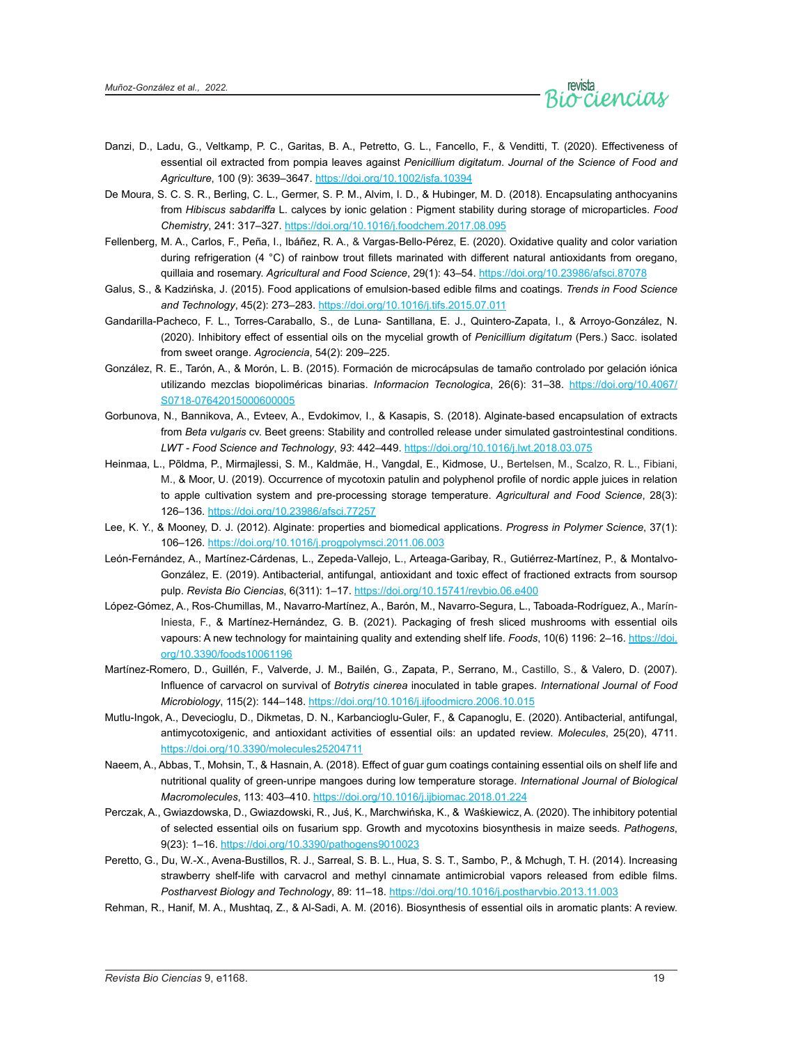Danzi, D., Ladu, G., Veltkamp, P. C., Garitas, B. A., Petretto, G. L., Fancello, F., & Venditti, T. (2020). Effectiveness of essential oil extracted from pompia leaves against *Penicillium digitatum*. *Journal of the Science of Food and Agriculture*, 100 (9): 3639–3647. https://doi.org/10.1002/jsfa.10394

De Moura, S. C. S. R., Berling, C. L., Germer, S. P. M., Alvim, I. D., & Hubinger, M. D. (2018). Encapsulating anthocyanins from *Hibiscus sabdariffa* L. calyces by ionic gelation : Pigment stability during storage of microparticles. *Food Chemistry*, 241: 317–327. https://doi.org/10.1016/j.foodchem.2017.08.095

Fellenberg, M. A., Carlos, F., Peña, I., Ibáñez, R. A., & Vargas-Bello-Pérez, E. (2020). Oxidative quality and color variation during refrigeration (4 °C) of rainbow trout fillets marinated with different natural antioxidants from oregano, quillaia and rosemary. *Agricultural and Food Science*, 29(1): 43–54. https://doi.org/10.23986/afsci.87078

Galus, S., & Kadzińska, J. (2015). Food applications of emulsion-based edible films and coatings. *Trends in Food Science and Technology*, 45(2): 273–283. https://doi.org/10.1016/j.tifs.2015.07.011

Gandarilla-Pacheco, F. L., Torres-Caraballo, S., de Luna- Santillana, E. J., Quintero-Zapata, I., & Arroyo-González, N. (2020). Inhibitory effect of essential oils on the mycelial growth of *Penicillium digitatum* (Pers.) Sacc. isolated from sweet orange. *Agrociencia*, 54(2): 209–225.

González, R. E., Tarón, A., & Morón, L. B. (2015). Formación de microcápsulas de tamaño controlado por gelación iónica utilizando mezclas biopoliméricas binarias. *Informacion Tecnologica*, 26(6): 31–38. https://doi.org/10.4067/S0718-07642015000600005

Gorbunova, N., Bannikova, A., Evteev, A., Evdokimov, I., & Kasapis, S. (2018). Alginate-based encapsulation of extracts from *Beta vulgaris* cv. Beet greens: Stability and controlled release under simulated gastrointestinal conditions. *LWT - Food Science and Technology*, *93*: 442–449. https://doi.org/10.1016/j.lwt.2018.03.075

Heinmaa, L., Põldma, P., Mirmajlessi, S. M., Kaldmäe, H., Vangdal, E., Kidmose, U., Bertelsen, M., Scalzo, R. L., Fibiani, M., & Moor, U. (2019). Occurrence of mycotoxin patulin and polyphenol profile of nordic apple juices in relation to apple cultivation system and pre-processing storage temperature. *Agricultural and Food Science*, 28(3): 126–136. https://doi.org/10.23986/afsci.77257

Lee, K. Y., & Mooney, D. J. (2012). Alginate: properties and biomedical applications. *Progress in Polymer Science*, 37(1): 106–126. https://doi.org/10.1016/j.progpolymsci.2011.06.003

León-Fernández, A., Martínez-Cárdenas, L., Zepeda-Vallejo, L., Arteaga-Garibay, R., Gutiérrez-Martínez, P., & Montalvo-González, E. (2019). Antibacterial, antifungal, antioxidant and toxic effect of fractioned extracts from soursop pulp. *Revista Bio Ciencias*, 6(311): 1–17. https://doi.org/10.15741/revbio.06.e400

López-Gómez, A., Ros-Chumillas, M., Navarro-Martínez, A., Barón, M., Navarro-Segura, L., Taboada-Rodríguez, A., Marín-Iniesta, F., & Martínez-Hernández, G. B. (2021). Packaging of fresh sliced mushrooms with essential oils vapours: A new technology for maintaining quality and extending shelf life. *Foods*, 10(6) 1196: 2–16. https://doi.org/10.3390/foods10061196

Martínez-Romero, D., Guillén, F., Valverde, J. M., Bailén, G., Zapata, P., Serrano, M., Castillo, S., & Valero, D. (2007). Influence of carvacrol on survival of *Botrytis cinerea* inoculated in table grapes. *International Journal of Food Microbiology*, 115(2): 144–148. https://doi.org/10.1016/j.ijfoodmicro.2006.10.015

Mutlu-Ingok, A., Devecioglu, D., Dikmetas, D. N., Karbancioglu-Guler, F., & Capanoglu, E. (2020). Antibacterial, antifungal, antimycotoxigenic, and antioxidant activities of essential oils: an updated review. *Molecules*, 25(20), 4711. https://doi.org/10.3390/molecules25204711

Naeem, A., Abbas, T., Mohsin, T., & Hasnain, A. (2018). Effect of guar gum coatings containing essential oils on shelf life and nutritional quality of green-unripe mangoes during low temperature storage. *International Journal of Biological Macromolecules*, 113: 403–410. https://doi.org/10.1016/j.ijbiomac.2018.01.224

Perczak, A., Gwiazdowska, D., Gwiazdowski, R., Juś, K., Marchwińska, K., & Waśkiewicz, A. (2020). The inhibitory potential of selected essential oils on fusarium spp. Growth and mycotoxins biosynthesis in maize seeds. *Pathogens*, 9(23): 1–16. https://doi.org/10.3390/pathogens9010023

Peretto, G., Du, W.-X., Avena-Bustillos, R. J., Sarreal, S. B. L., Hua, S. S. T., Sambo, P., & Mchugh, T. H. (2014). Increasing strawberry shelf-life with carvacrol and methyl cinnamate antimicrobial vapors released from edible films. *Postharvest Biology and Technology*, 89: 11–18. https://doi.org/10.1016/j.postharvbio.2013.11.003

Rehman, R., Hanif, M. A., Mushtaq, Z., & Al-Sadi, A. M. (2016). Biosynthesis of essential oils in aromatic plants: A review.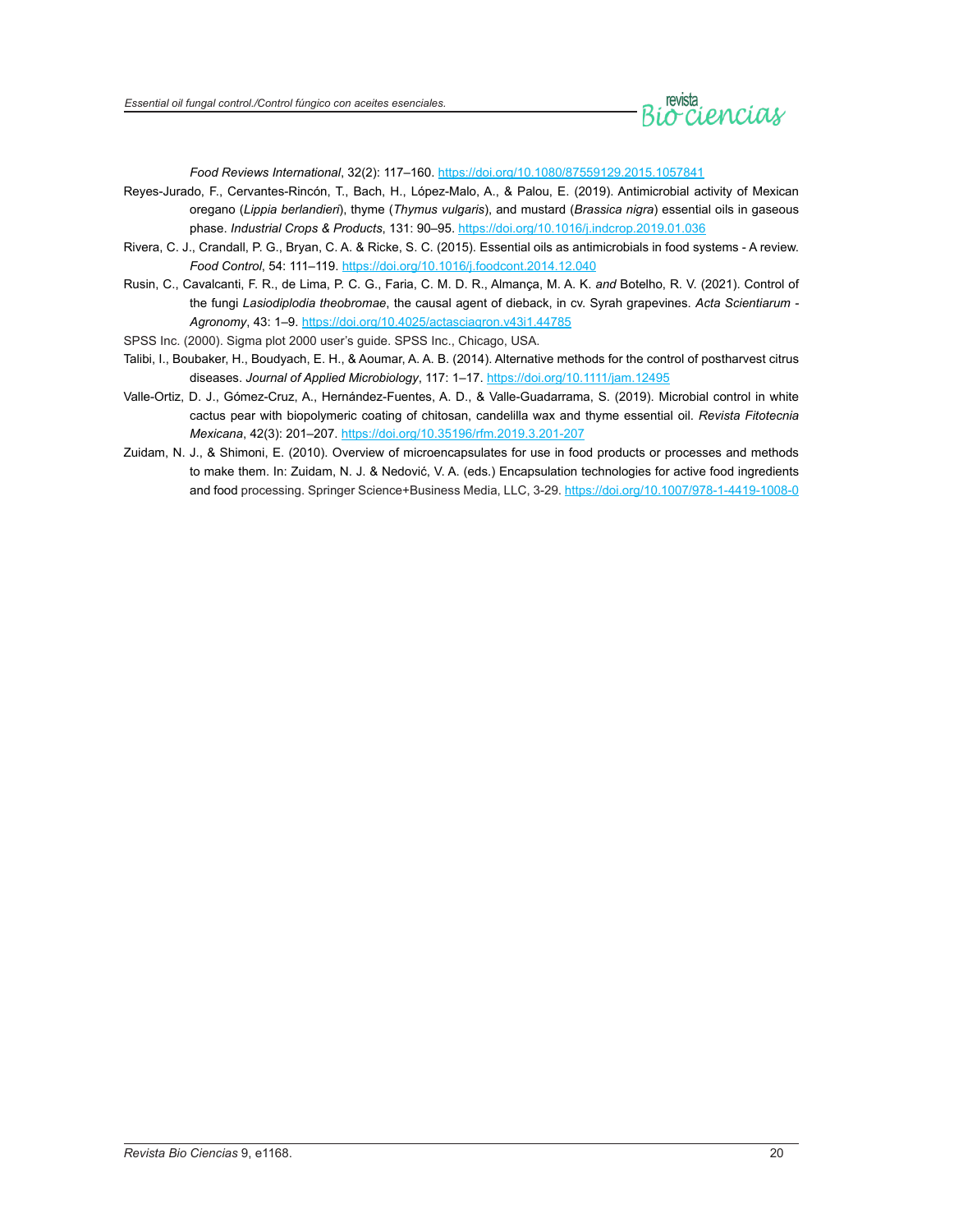*Food Reviews International*, 32(2): 117–160. https://doi.org/10.1080/87559129.2015.1057841

Reyes-Jurado, F., Cervantes-Rincón, T., Bach, H., López-Malo, A., & Palou, E. (2019). Antimicrobial activity of Mexican oregano (*Lippia berlandieri*), thyme (*Thymus vulgaris*), and mustard (*Brassica nigra*) essential oils in gaseous phase. *Industrial Crops & Products*, 131: 90–95. https://doi.org/10.1016/j.indcrop.2019.01.036

Rivera, C. J., Crandall, P. G., Bryan, C. A. & Ricke, S. C. (2015). Essential oils as antimicrobials in food systems - A review. *Food Control*, 54: 111–119. https://doi.org/10.1016/j.foodcont.2014.12.040

Rusin, C., Cavalcanti, F. R., de Lima, P. C. G., Faria, C. M. D. R., Almança, M. A. K. *and* Botelho, R. V. (2021). Control of the fungi *Lasiodiplodia theobromae*, the causal agent of dieback, in cv. Syrah grapevines. *Acta Scientiarum - Agronomy*, 43: 1–9. https://doi.org/10.4025/actasciagron.v43i1.44785

SPSS Inc. (2000). Sigma plot 2000 user's guide. SPSS Inc., Chicago, USA.

Talibi, I., Boubaker, H., Boudyach, E. H., & Aoumar, A. A. B. (2014). Alternative methods for the control of postharvest citrus diseases. *Journal of Applied Microbiology*, 117: 1–17. https://doi.org/10.1111/jam.12495

Valle-Ortiz, D. J., Gómez-Cruz, A., Hernández-Fuentes, A. D., & Valle-Guadarrama, S. (2019). Microbial control in white cactus pear with biopolymeric coating of chitosan, candelilla wax and thyme essential oil. *Revista Fitotecnia Mexicana*, 42(3): 201–207. https://doi.org/10.35196/rfm.2019.3.201-207

Zuidam, N. J., & Shimoni, E. (2010). Overview of microencapsulates for use in food products or processes and methods to make them. In: Zuidam, N. J. & Nedović, V. A. (eds.) Encapsulation technologies for active food ingredients and food processing. Springer Science+Business Media, LLC, 3-29. https://doi.org/10.1007/978-1-4419-1008-0